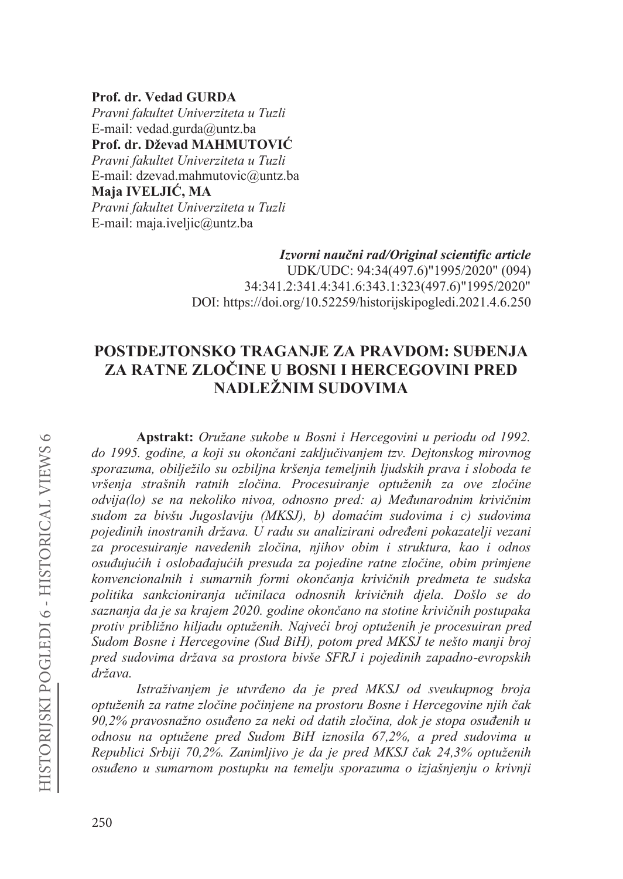**Prof. dr. Vedad GURDA**
*Pravni fakultet Univerziteta u Tuzli*
E-mail: vedad.gurda@untz.ba
**Prof. dr. Dževad MAHMUTOVIĆ**
*Pravni fakultet Univerziteta u Tuzli*
E-mail: dzevad.mahmutovic@untz.ba
**Maja IVELJIĆ, MA**
*Pravni fakultet Univerziteta u Tuzli*
E-mail: maja.iveljic@untz.ba

***Izvorni naučni rad/Original scientific article***
UDK/UDC: 94:34(497.6)"1995/2020" (094)
34:341.2:341.4:341.6:343.1:323(497.6)"1995/2020"
DOI: https://doi.org/10.52259/historijskipogledi.2021.4.6.250

# POSTDEJTONSKO TRAGANJE ZA PRAVDOM: SUĐENJA ZA RATNE ZLOČINE U BOSNI I HERCEGOVINI PRED NADLEŽNIM SUDOVIMA

**Apstrakt:** *Oružane sukobe u Bosni i Hercegovini u periodu od 1992. do 1995. godine, a koji su okončani zaključivanjem tzv. Dejtonskog mirovnog sporazuma, obilježilo su ozbiljna kršenja temeljnih ljudskih prava i sloboda te vršenja strašnih ratnih zločina. Procesuiranje optuženih za ove zločine odvija(lo) se na nekoliko nivoa, odnosno pred: a) Međunarodnim krivičnim sudom za bivšu Jugoslaviju (MKSJ), b) domaćim sudovima i c) sudovima pojedinih inostranih država. U radu su analizirani određeni pokazatelji vezani za procesuiranje navedenih zločina, njihov obim i struktura, kao i odnos osuđujućih i oslobađajućih presuda za pojedine ratne zločine, obim primjene konvencionalnih i sumarnih formi okončanja krivičnih predmeta te sudska politika sankcioniranja učinilaca odnosnih krivičnih djela. Došlo se do saznanja da je sa krajem 2020. godine okončano na stotine krivičnih postupaka protiv približno hiljadu optuženih. Najveći broj optuženih je procesuiran pred Sudom Bosne i Hercegovine (Sud BiH), potom pred MKSJ te nešto manji broj pred sudovima država sa prostora bivše SFRJ i pojedinih zapadno-evropskih država.*

*Istraživanjem je utvrđeno da je pred MKSJ od sveukupnog broja optuženih za ratne zločine počinjene na prostoru Bosne i Hercegovine njih čak 90,2% pravosnažno osuđeno za neki od datih zločina, dok je stopa osuđenih u odnosu na optužene pred Sudom BiH iznosila 67,2%, a pred sudovima u Republici Srbiji 70,2%. Zanimljivo je da je pred MKSJ čak 24,3% optuženih osuđeno u sumarnom postupku na temelju sporazuma o izjašnjenju o krivnji*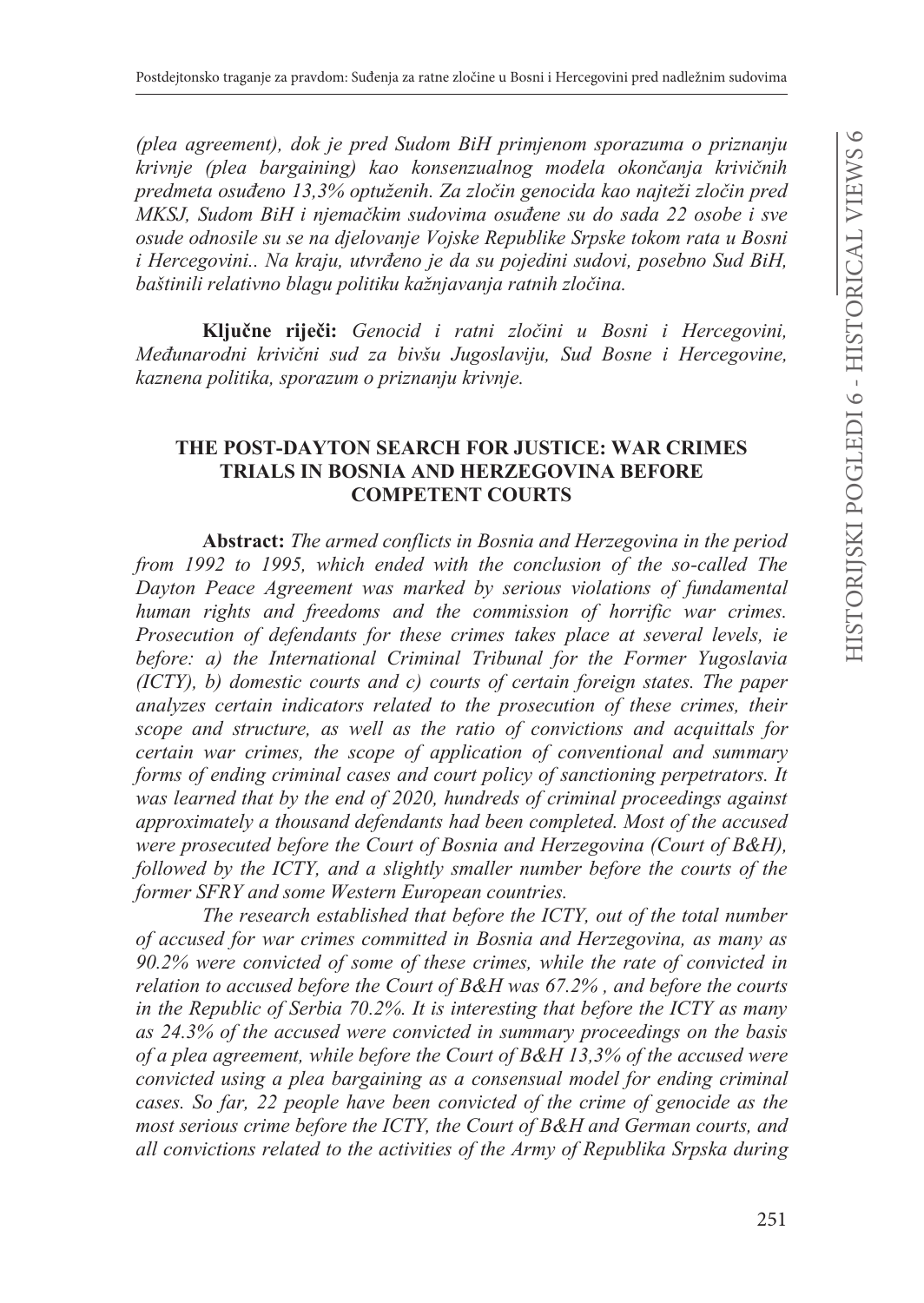*(plea agreement), dok je pred Sudom BiH primjenom sporazuma o priznanju krivnje (plea bargaining) kao konsenzualnog modela okončanja krivičnih predmeta osuđeno 13,3% optuženih. Za zločin genocida kao najteži zločin pred MKSJ, Sudom BiH i njemačkim sudovima osuđene su do sada 22 osobe i sve osude odnosile su se na djelovanje Vojske Republike Srpske tokom rata u Bosni i Hercegovini.. Na kraju, utvrđeno je da su pojedini sudovi, posebno Sud BiH, baštinili relativno blagu politiku kažnjavanja ratnih zločina.*

**Ključne riječi:** *Genocid i ratni zločini u Bosni i Hercegovini, Međunarodni krivični sud za bivšu Jugoslaviju, Sud Bosne i Hercegovine, kaznena politika, sporazum o priznanju krivnje.*

## THE POST-DAYTON SEARCH FOR JUSTICE: WAR CRIMES TRIALS IN BOSNIA AND HERZEGOVINA BEFORE COMPETENT COURTS

**Abstract:** *The armed conflicts in Bosnia and Herzegovina in the period from 1992 to 1995, which ended with the conclusion of the so-called The Dayton Peace Agreement was marked by serious violations of fundamental human rights and freedoms and the commission of horrific war crimes. Prosecution of defendants for these crimes takes place at several levels, ie before: a) the International Criminal Tribunal for the Former Yugoslavia (ICTY), b) domestic courts and c) courts of certain foreign states. The paper analyzes certain indicators related to the prosecution of these crimes, their scope and structure, as well as the ratio of convictions and acquittals for certain war crimes, the scope of application of conventional and summary forms of ending criminal cases and court policy of sanctioning perpetrators. It was learned that by the end of 2020, hundreds of criminal proceedings against approximately a thousand defendants had been completed. Most of the accused were prosecuted before the Court of Bosnia and Herzegovina (Court of B&H), followed by the ICTY, and a slightly smaller number before the courts of the former SFRY and some Western European countries.*

*The research established that before the ICTY, out of the total number of accused for war crimes committed in Bosnia and Herzegovina, as many as 90.2% were convicted of some of these crimes, while the rate of convicted in relation to accused before the Court of B&H was 67.2% , and before the courts in the Republic of Serbia 70.2%. It is interesting that before the ICTY as many as 24.3% of the accused were convicted in summary proceedings on the basis of a plea agreement, while before the Court of B&H 13,3% of the accused were convicted using a plea bargaining as a consensual model for ending criminal cases. So far, 22 people have been convicted of the crime of genocide as the most serious crime before the ICTY, the Court of B&H and German courts, and all convictions related to the activities of the Army of Republika Srpska during*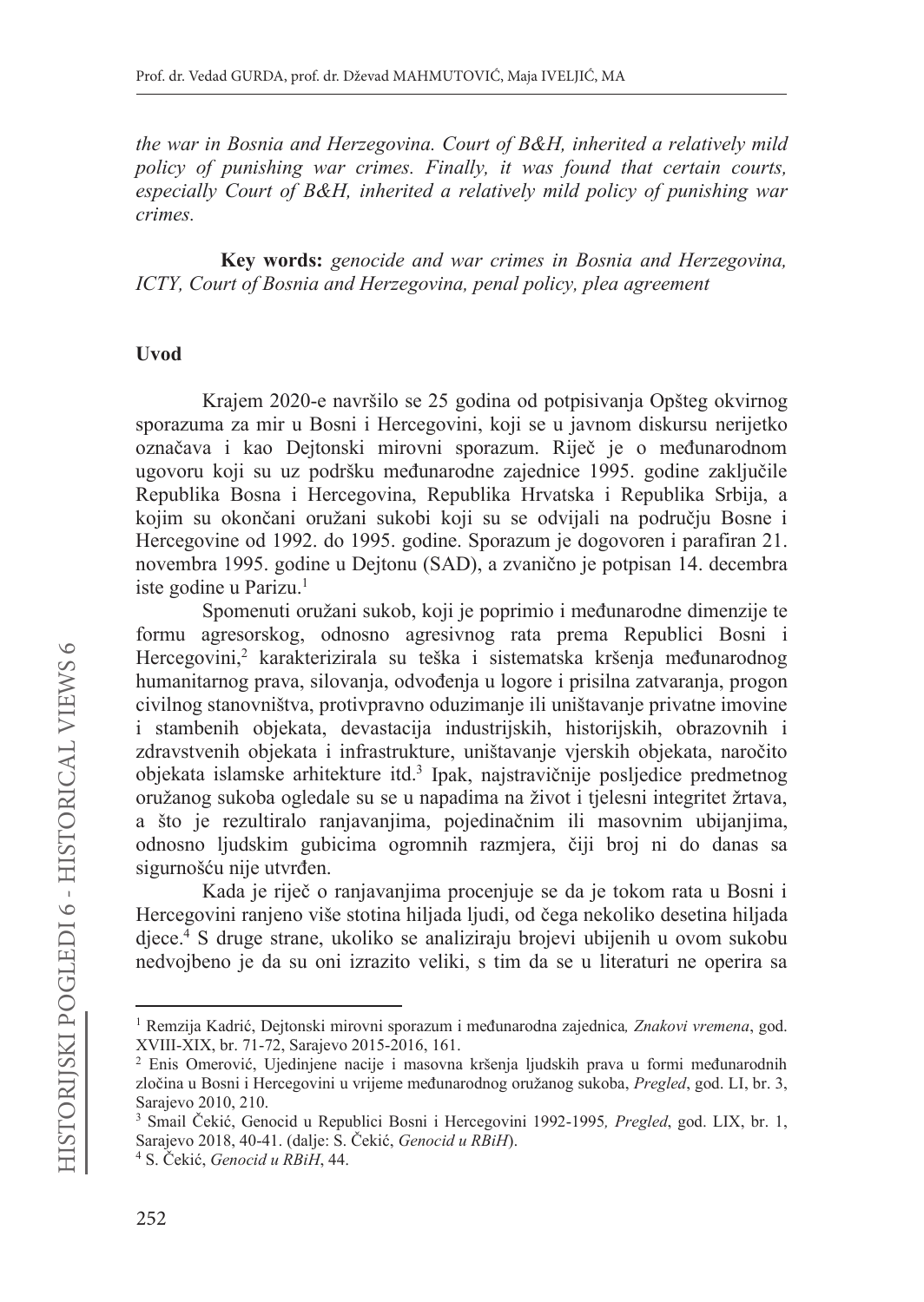*the war in Bosnia and Herzegovina. Court of B&H, inherited a relatively mild policy of punishing war crimes. Finally, it was found that certain courts, especially Court of B&H, inherited a relatively mild policy of punishing war crimes.*

**Key words:** *genocide and war crimes in Bosnia and Herzegovina, ICTY, Court of Bosnia and Herzegovina, penal policy, plea agreement*

## Uvod

Krajem 2020-e navršilo se 25 godina od potpisivanja Opšteg okvirnog sporazuma za mir u Bosni i Hercegovini, koji se u javnom diskursu nerijetko označava i kao Dejtonski mirovni sporazum. Riječ je o međunarodnom ugovoru koji su uz podršku međunarodne zajednice 1995. godine zaključile Republika Bosna i Hercegovina, Republika Hrvatska i Republika Srbija, a kojim su okončani oružani sukobi koji su se odvijali na području Bosne i Hercegovine od 1992. do 1995. godine. Sporazum je dogovoren i parafiran 21. novembra 1995. godine u Dejtonu (SAD), a zvanično je potpisan 14. decembra iste godine u Parizu.[1]

Spomenuti oružani sukob, koji je poprimio i međunarodne dimenzije te formu agresorskog, odnosno agresivnog rata prema Republici Bosni i Hercegovini,[2] karakterizirala su teška i sistematska kršenja međunarodnog humanitarnog prava, silovanja, odvođenja u logore i prisilna zatvaranja, progon civilnog stanovništva, protivpravno oduzimanje ili uništavanje privatne imovine i stambenih objekata, devastacija industrijskih, historijskih, obrazovnih i zdravstvenih objekata i infrastrukture, uništavanje vjerskih objekata, naročito objekata islamske arhitekture itd.[3] Ipak, najstravičnije posljedice predmetnog oružanog sukoba ogledale su se u napadima na život i tjelesni integritet žrtava, a što je rezultiralo ranjavanjima, pojedinačnim ili masovnim ubijanjima, odnosno ljudskim gubicima ogromnih razmjera, čiji broj ni do danas sa sigurnošću nije utvrđen.

Kada je riječ o ranjavanjima procenjuje se da je tokom rata u Bosni i Hercegovini ranjeno više stotina hiljada ljudi, od čega nekoliko desetina hiljada djece.[4] S druge strane, ukoliko se analiziraju brojevi ubijenih u ovom sukobu nedvojbeno je da su oni izrazito veliki, s tim da se u literaturi ne operira sa

---

[1] Remzija Kadrić, Dejtonski mirovni sporazum i međunarodna zajednica*, Znakovi vremena*, god. XVIII-XIX, br. 71-72, Sarajevo 2015-2016, 161.

[2] Enis Omerović, Ujedinjene nacije i masovna kršenja ljudskih prava u formi međunarodnih zločina u Bosni i Hercegovini u vrijeme međunarodnog oružanog sukoba, *Pregled*, god. LI, br. 3, Sarajevo 2010, 210.

[3] Smail Čekić, Genocid u Republici Bosni i Hercegovini 1992-1995*, Pregled*, god. LIX, br. 1, Sarajevo 2018, 40-41. (dalje: S. Čekić, *Genocid u RBiH*).

[4] S. Čekić, *Genocid u RBiH*, 44.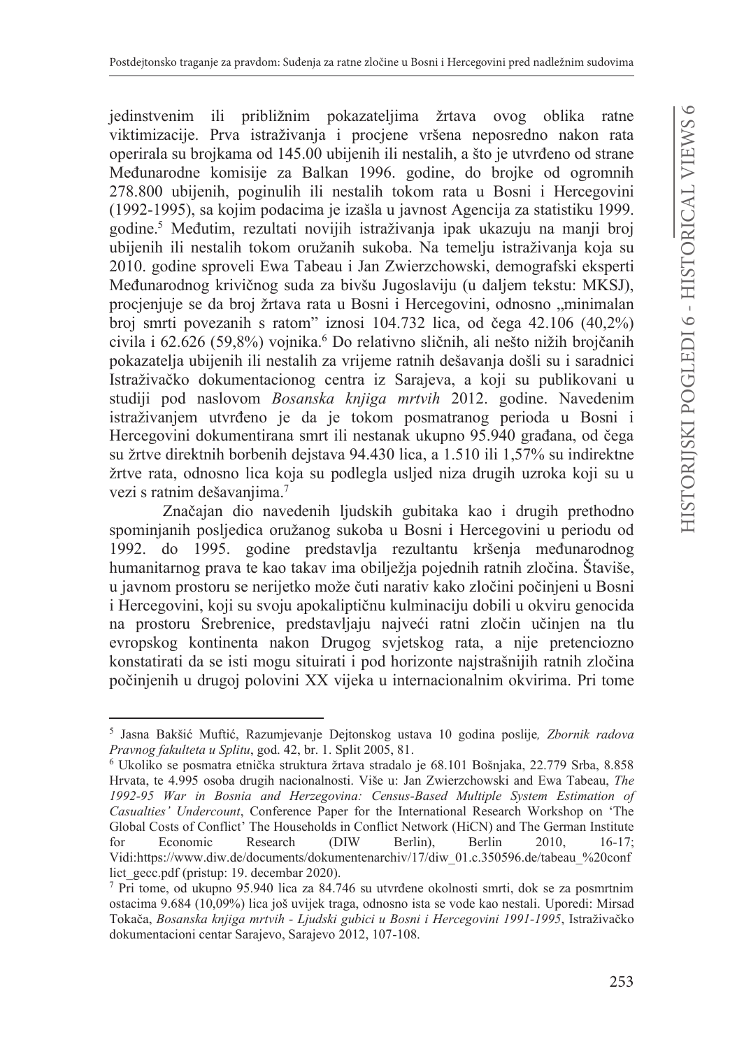jedinstvenim ili približnim pokazateljima žrtava ovog oblika ratne viktimizacije. Prva istraživanja i procjene vršena neposredno nakon rata operirala su brojkama od 145.00 ubijenih ili nestalih, a što je utvrđeno od strane Međunarodne komisije za Balkan 1996. godine, do brojke od ogromnih 278.800 ubijenih, poginulih ili nestalih tokom rata u Bosni i Hercegovini (1992-1995), sa kojim podacima je izašla u javnost Agencija za statistiku 1999. godine.[5] Međutim, rezultati novijih istraživanja ipak ukazuju na manji broj ubijenih ili nestalih tokom oružanih sukoba. Na temelju istraživanja koja su 2010. godine sproveli Ewa Tabeau i Jan Zwierzchowski, demografski eksperti Međunarodnog krivičnog suda za bivšu Jugoslaviju (u daljem tekstu: MKSJ), procjenjuje se da broj žrtava rata u Bosni i Hercegovini, odnosno „minimalan broj smrti povezanih s ratom" iznosi 104.732 lica, od čega 42.106 (40,2%) civila i 62.626 (59,8%) vojnika.[6] Do relativno sličnih, ali nešto nižih brojčanih pokazatelja ubijenih ili nestalih za vrijeme ratnih dešavanja došli su i saradnici Istraživačko dokumentacionog centra iz Sarajeva, a koji su publikovani u studiji pod naslovom *Bosanska knjiga mrtvih* 2012. godine. Navedenim istraživanjem utvrđeno je da je tokom posmatranog perioda u Bosni i Hercegovini dokumentirana smrt ili nestanak ukupno 95.940 građana, od čega su žrtve direktnih borbenih dejstava 94.430 lica, a 1.510 ili 1,57% su indirektne žrtve rata, odnosno lica koja su podlegla usljed niza drugih uzroka koji su u vezi s ratnim dešavanjima.[7]

Značajan dio navedenih ljudskih gubitaka kao i drugih prethodno spominjanih posljedica oružanog sukoba u Bosni i Hercegovini u periodu od 1992. do 1995. godine predstavlja rezultantu kršenja međunarodnog humanitarnog prava te kao takav ima obilježja pojednih ratnih zločina. Štaviše, u javnom prostoru se nerijetko može čuti narativ kako zločini počinjeni u Bosni i Hercegovini, koji su svoju apokaliptičnu kulminaciju dobili u okviru genocida na prostoru Srebrenice, predstavljaju najveći ratni zločin učinjen na tlu evropskog kontinenta nakon Drugog svjetskog rata, a nije pretenciozno konstatirati da se isti mogu situirati i pod horizonte najstrašnijih ratnih zločina počinjenih u drugoj polovini XX vijeka u internacionalnim okvirima. Pri tome

---

[5] Jasna Bakšić Muftić, Razumjevanje Dejtonskog ustava 10 godina poslije*, Zbornik radova Pravnog fakulteta u Splitu*, god. 42, br. 1. Split 2005, 81.

[6] Ukoliko se posmatra etnička struktura žrtava stradalo je 68.101 Bošnjaka, 22.779 Srba, 8.858 Hrvata, te 4.995 osoba drugih nacionalnosti. Više u: Jan Zwierzchowski and Ewa Tabeau, *The 1992-95 War in Bosnia and Herzegovina: Census-Based Multiple System Estimation of Casualties' Undercount*, Conference Paper for the International Research Workshop on 'The Global Costs of Conflict' The Households in Conflict Network (HiCN) and The German Institute for Economic Research (DIW Berlin), Berlin 2010, 16-17; Vidi:https://www.diw.de/documents/dokumentenarchiv/17/diw_01.c.350596.de/tabeau_%20conflict_gecc.pdf (pristup: 19. decembar 2020).

[7] Pri tome, od ukupno 95.940 lica za 84.746 su utvrđene okolnosti smrti, dok se za posmrtnim ostacima 9.684 (10,09%) lica još uvijek traga, odnosno ista se vode kao nestali. Uporedi: Mirsad Tokača, *Bosanska knjiga mrtvih - Ljudski gubici u Bosni i Hercegovini 1991-1995*, Istraživačko dokumentacioni centar Sarajevo, Sarajevo 2012, 107-108.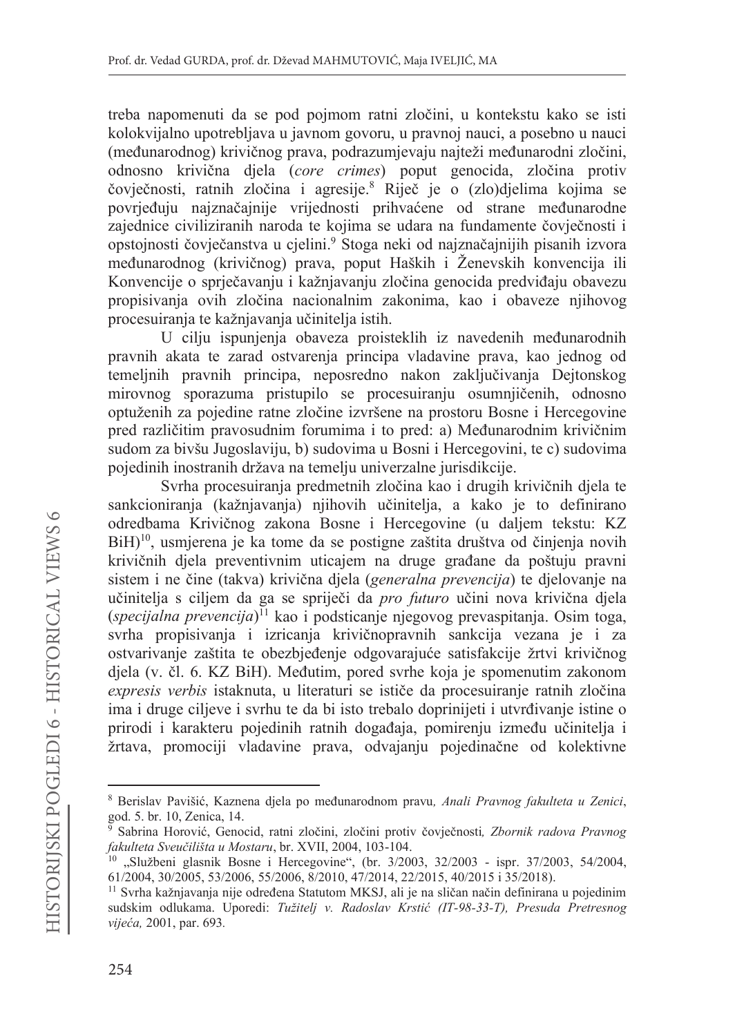treba napomenuti da se pod pojmom ratni zločini, u kontekstu kako se isti kolokvijalno upotrebljava u javnom govoru, u pravnoj nauci, a posebno u nauci (međunarodnog) krivičnog prava, podrazumijevaju najteži međunarodni zločini, odnosno krivična djela (*core crimes*) poput genocida, zločina protiv čovječnosti, ratnih zločina i agresije.[8] Riječ je o (zlo)djelima kojima se povrjeđuju najznačajnije vrijednosti prihvaćene od strane međunarodne zajednice civiliziranih naroda te kojima se udara na fundamente čovječnosti i opstojnosti čovječanstva u cjelini.[9] Stoga neki od najznačajnijih pisanih izvora međunarodnog (krivičnog) prava, poput Haških i Ženevskih konvencija ili Konvencije o sprječavanju i kažnjavanju zločina genocida predviđaju obavezu propisivanja ovih zločina nacionalnim zakonima, kao i obaveze njihovog procesuiranja te kažnjavanja učinitelja istih.

U cilju ispunjenja obaveza proisteklih iz navedenih međunarodnih pravnih akata te zarad ostvarenja principa vladavine prava, kao jednog od temeljnih pravnih principa, neposredno nakon zaključivanja Dejtonskog mirovnog sporazuma pristupilo se procesuiranju osumnjičenih, odnosno optuženih za pojedine ratne zločine izvršene na prostoru Bosne i Hercegovine pred različitim pravosudnim forumima i to pred: a) Međunarodnim krivičnim sudom za bivšu Jugoslaviju, b) sudovima u Bosni i Hercegovini, te c) sudovima pojedinih inostranih država na temelju univerzalne jurisdikcije.

Svrha procesuiranja predmetnih zločina kao i drugih krivičnih djela te sankcioniranja (kažnjavanja) njihovih učinitelja, a kako je to definirano odredbama Krivičnog zakona Bosne i Hercegovine (u daljem tekstu: KZ BiH)[10], usmjerena je ka tome da se postigne zaštita društva od činjenja novih krivičnih djela preventivnim uticajem na druge građane da poštuju pravni sistem i ne čine (takva) krivična djela (*generalna prevencija*) te djelovanje na učinitelja s ciljem da ga se spriječi da *pro futuro* učini nova krivična djela (*specijalna prevencija*)[11] kao i podsticanje njegovog prevaspitanja. Osim toga, svrha propisivanja i izricanja krivičnopravnih sankcija vezana je i za ostvarivanje zaštita te obezbjeđenje odgovarajuće satisfakcije žrtvi krivičnog djela (v. čl. 6. KZ BiH). Međutim, pored svrhe koja je spomenutim zakonom *expresis verbis* istaknuta, u literaturi se ističe da procesuiranje ratnih zločina ima i druge ciljeve i svrhu te da bi isto trebalo doprinijeti i utvrđivanje istine o prirodi i karakteru pojedinih ratnih događaja, pomirenju između učinitelja i žrtava, promociji vladavine prava, odvajanju pojedinačne od kolektivne

---

[8] Berislav Pavišić, Kaznena djela po međunarodnom pravu, *Anali Pravnog fakulteta u Zenici*, god. 5. br. 10, Zenica, 14.

[9] Sabrina Horović, Genocid, ratni zločini, zločini protiv čovječnosti, *Zbornik radova Pravnog fakulteta Sveučilišta u Mostaru*, br. XVII, 2004, 103-104.

[10] „Službeni glasnik Bosne i Hercegovine", (br. 3/2003, 32/2003 - ispr. 37/2003, 54/2004, 61/2004, 30/2005, 53/2006, 55/2006, 8/2010, 47/2014, 22/2015, 40/2015 i 35/2018).

[11] Svrha kažnjavanja nije određena Statutom MKSJ, ali je na sličan način definirana u pojedinim sudskim odlukama. Uporedi: *Tužitelj v. Radoslav Krstić (IT-98-33-T), Presuda Pretresnog vijeća,* 2001, par. 693.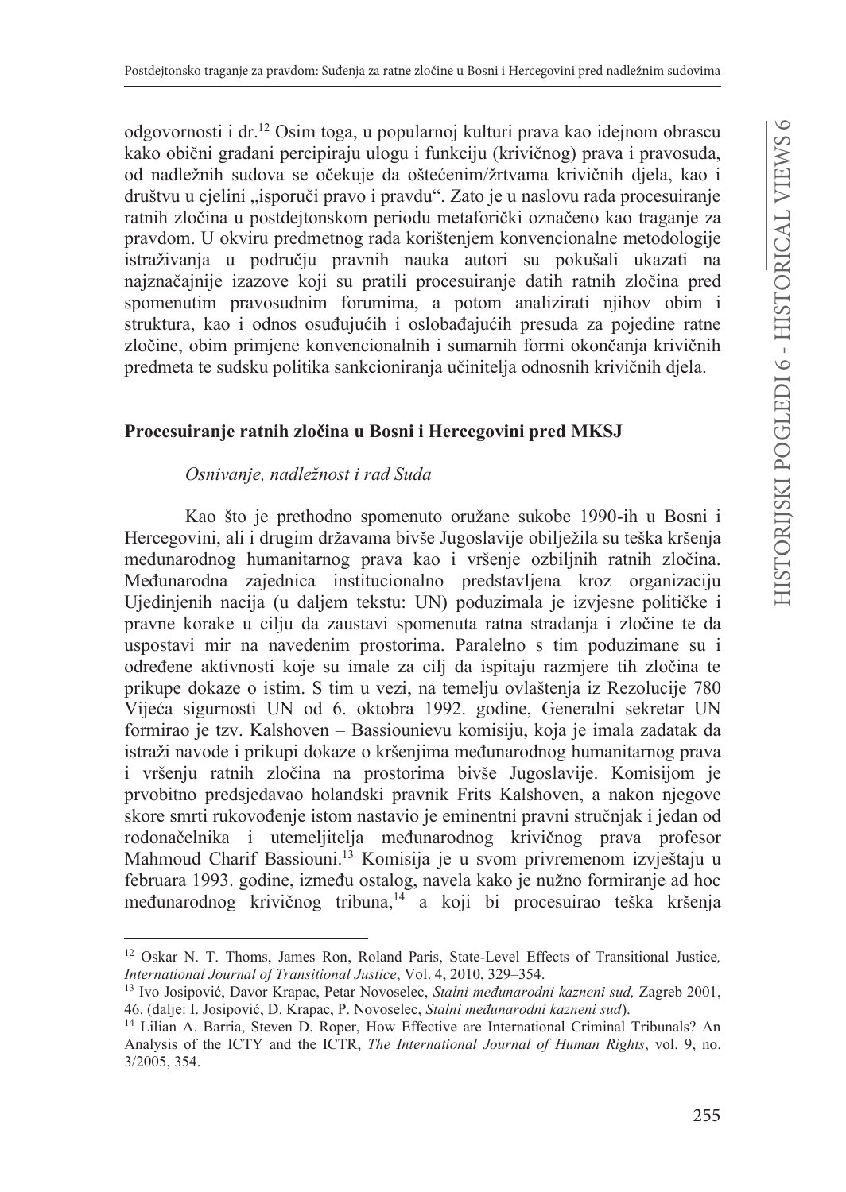odgovornosti i dr.[12] Osim toga, u popularnoj kulturi prava kao idejnom obrascu kako obični građani percipiraju ulogu i funkciju (krivičnog) prava i pravosuđa, od nadležnih sudova se očekuje da oštećenim/žrtvama krivičnih djela, kao i društvu u cjelini „isporuči pravo i pravdu". Zato je u naslovu rada procesuiranje ratnih zločina u postdejtonskom periodu metaforički označeno kao traganje za pravdom. U okviru predmetnog rada korištenjem konvencionalne metodologije istraživanja u području pravnih nauka autori su pokušali ukazati na najznačajnije izazove koji su pratili procesuiranje datih ratnih zločina pred spomenutim pravosudnim forumima, a potom analizirati njihov obim i struktura, kao i odnos osuđujućih i oslobađajućih presuda za pojedine ratne zločine, obim primjene konvencionalnih i sumarnih formi okončanja krivičnih predmeta te sudsku politika sankcioniranja učinitelja odnosnih krivičnih djela.

## Procesuiranje ratnih zločina u Bosni i Hercegovini pred MKSJ

### *Osnivanje, nadležnost i rad Suda*

Kao što je prethodno spomenuto oružane sukobe 1990-ih u Bosni i Hercegovini, ali i drugim državama bivše Jugoslavije obilježila su teška kršenja međunarodnog humanitarnog prava kao i vršenje ozbiljnih ratnih zločina. Međunarodna zajednica institucionalno predstavljena kroz organizaciju Ujedinjenih nacija (u daljem tekstu: UN) poduzimala je izvjesne političke i pravne korake u cilju da zaustavi spomenuta ratna stradanja i zločine te da uspostavi mir na navedenim prostorima. Paralelno s tim poduzimane su i određene aktivnosti koje su imale za cilj da ispitaju razmjere tih zločina te prikupe dokaze o istim. S tim u vezi, na temelju ovlaštenja iz Rezolucije 780 Vijeća sigurnosti UN od 6. oktobra 1992. godine, Generalni sekretar UN formirao je tzv. Kalshoven – Bassiounievu komisiju, koja je imala zadatak da istraži navode i prikupi dokaze o kršenjima međunarodnog humanitarnog prava i vršenju ratnih zločina na prostorima bivše Jugoslavije. Komisijom je prvobitno predsjedavao holandski pravnik Frits Kalshoven, a nakon njegove skore smrti rukovođenje istom nastavio je eminentni pravni stručnjak i jedan od rodonačelnika i utemeljitelja međunarodnog krivičnog prava profesor Mahmoud Charif Bassiouni.[13] Komisija je u svom privremenom izvještaju u februara 1993. godine, između ostalog, navela kako je nužno formiranje ad hoc međunarodnog krivičnog tribuna,[14] a koji bi procesuirao teška kršenja

---

[12] Oskar N. T. Thoms, James Ron, Roland Paris, State-Level Effects of Transitional Justice*, International Journal of Transitional Justice*, Vol. 4, 2010, 329–354.

[13] Ivo Josipović, Davor Krapac, Petar Novoselec, *Stalni međunarodni kazneni sud,* Zagreb 2001, 46. (dalje: I. Josipović, D. Krapac, P. Novoselec, *Stalni međunarodni kazneni sud*).

[14] Lilian A. Barria, Steven D. Roper, How Effective are International Criminal Tribunals? An Analysis of the ICTY and the ICTR, *The International Journal of Human Rights*, vol. 9, no. 3/2005, 354.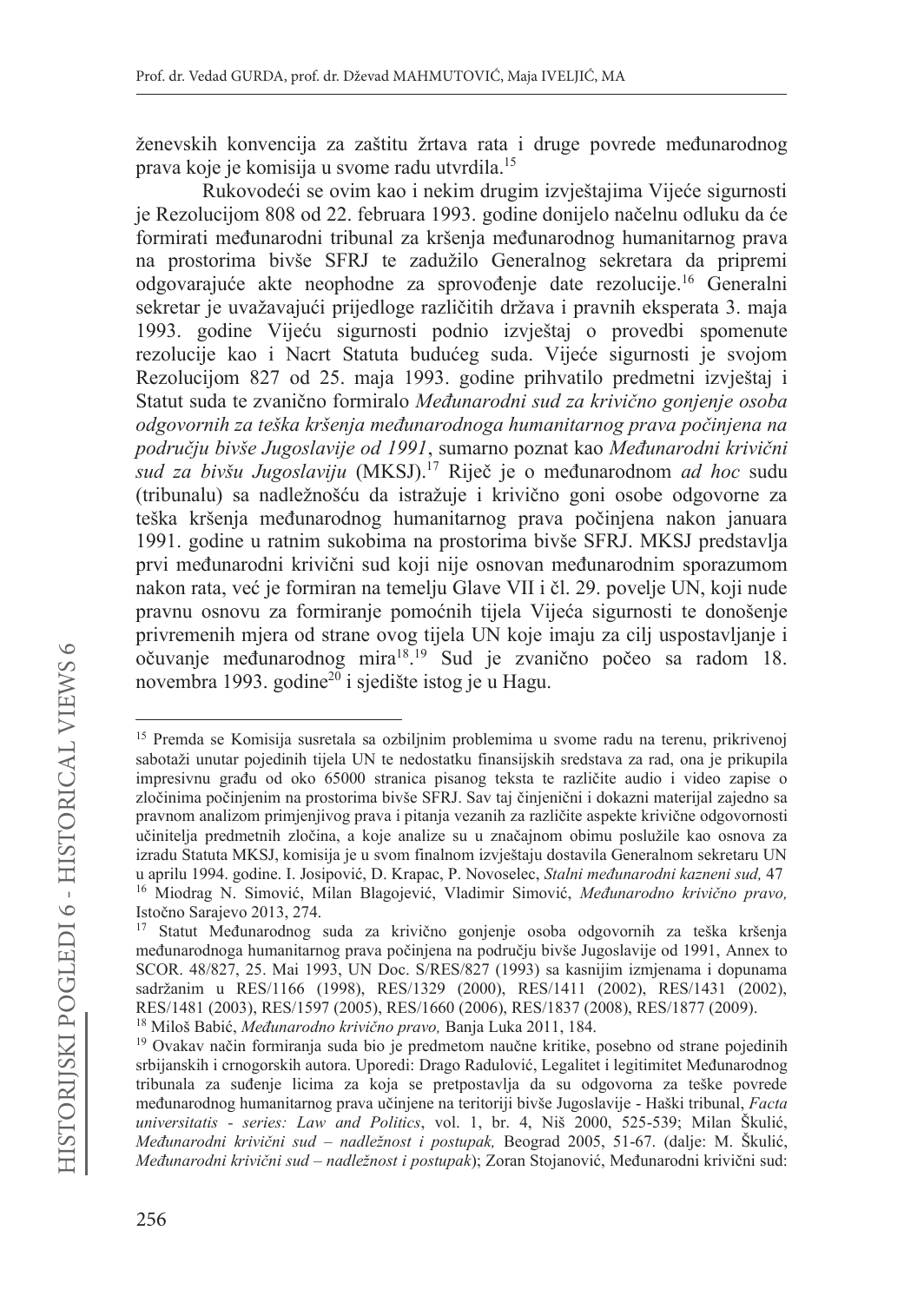ženevskih konvencija za zaštitu žrtava rata i druge povrede međunarodnog prava koje je komisija u svome radu utvrdila.[15]

Rukovodeći se ovim kao i nekim drugim izvještajima Vijeće sigurnosti je Rezolucijom 808 od 22. februara 1993. godine donijelo načelnu odluku da će formirati međunarodni tribunal za kršenja međunarodnog humanitarnog prava na prostorima bivše SFRJ te zadužilo Generalnog sekretara da pripremi odgovarajuće akte neophodne za sprovođenje date rezolucije.[16] Generalni sekretar je uvažavajući prijedloge različitih država i pravnih eksperata 3. maja 1993. godine Vijeću sigurnosti podnio izvještaj o provedbi spomenute rezolucije kao i Nacrt Statuta budućeg suda. Vijeće sigurnosti je svojom Rezolucijom 827 od 25. maja 1993. godine prihvatilo predmetni izvještaj i Statut suda te zvanično formiralo *Međunarodni sud za krivično gonjenje osoba odgovornih za teška kršenja međunarodnoga humanitarnog prava počinjena na području bivše Jugoslavije od 1991*, sumarno poznat kao *Međunarodni krivični sud za bivšu Jugoslaviju* (MKSJ).[17] Riječ je o međunarodnom *ad hoc* sudu (tribunalu) sa nadležnošću da istražuje i krivično goni osobe odgovorne za teška kršenja međunarodnog humanitarnog prava počinjena nakon januara 1991. godine u ratnim sukobima na prostorima bivše SFRJ. MKSJ predstavlja prvi međunarodni krivični sud koji nije osnovan međunarodnim sporazumom nakon rata, već je formiran na temelju Glave VII i čl. 29. povelje UN, koji nude pravnu osnovu za formiranje pomoćnih tijela Vijeća sigurnosti te donošenje privremenih mjera od strane ovog tijela UN koje imaju za cilj uspostavljanje i očuvanje međunarodnog mira[18].[19] Sud je zvanično počeo sa radom 18. novembra 1993. godine[20] i sjedište istog je u Hagu.

---

[15] Premda se Komisija susretala sa ozbiljnim problemima u svome radu na terenu, prikrivenoj sabotaži unutar pojedinih tijela UN te nedostatku finansijskih sredstava za rad, ona je prikupila impresivnu građu od oko 65000 stranica pisanog teksta te različite audio i video zapise o zločinima počinjenim na prostorima bivše SFRJ. Sav taj činjenični i dokazni materijal zajedno sa pravnom analizom primjenjivog prava i pitanja vezanih za različite aspekte krivične odgovornosti učinitelja predmetnih zločina, a koje analize su u značajnom obimu poslužile kao osnova za izradu Statuta MKSJ, komisija je u svom finalnom izvještaju dostavila Generalnom sekretaru UN u aprilu 1994. godine. I. Josipović, D. Krapac, P. Novoselec, *Stalni međunarodni kazneni sud,* 47

[16] Miodrag N. Simović, Milan Blagojević, Vladimir Simović, *Međunarodno krivično pravo,* Istočno Sarajevo 2013, 274.

[17] Statut Međunarodnog suda za krivično gonjenje osoba odgovornih za teška kršenja međunarodnoga humanitarnog prava počinjena na području bivše Jugoslavije od 1991, Annex to SCOR. 48/827, 25. Mai 1993, UN Doc. S/RES/827 (1993) sa kasnijim izmjenama i dopunama sadržanim u RES/1166 (1998), RES/1329 (2000), RES/1411 (2002), RES/1431 (2002), RES/1481 (2003), RES/1597 (2005), RES/1660 (2006), RES/1837 (2008), RES/1877 (2009).

[18] Miloš Babić, *Međunarodno krivično pravo,* Banja Luka 2011, 184.

[19] Ovakav način formiranja suda bio je predmetom naučne kritike, posebno od strane pojedinih srbijanskih i crnogorskih autora. Uporedi: Drago Radulović, Legalitet i legitimitet Međunarodnog tribunala za suđenje licima za koja se pretpostavlja da su odgovorna za teške povrede međunarodnog humanitarnog prava učinjene na teritoriji bivše Jugoslavije - Haški tribunal, *Facta universitatis - series: Law and Politics*, vol. 1, br. 4, Niš 2000, 525-539; Milan Škulić, *Međunarodni krivični sud – nadležnost i postupak,* Beograd 2005, 51-67. (dalje: M. Škulić, *Međunarodni krivični sud – nadležnost i postupak*); Zoran Stojanović, Međunarodni krivični sud: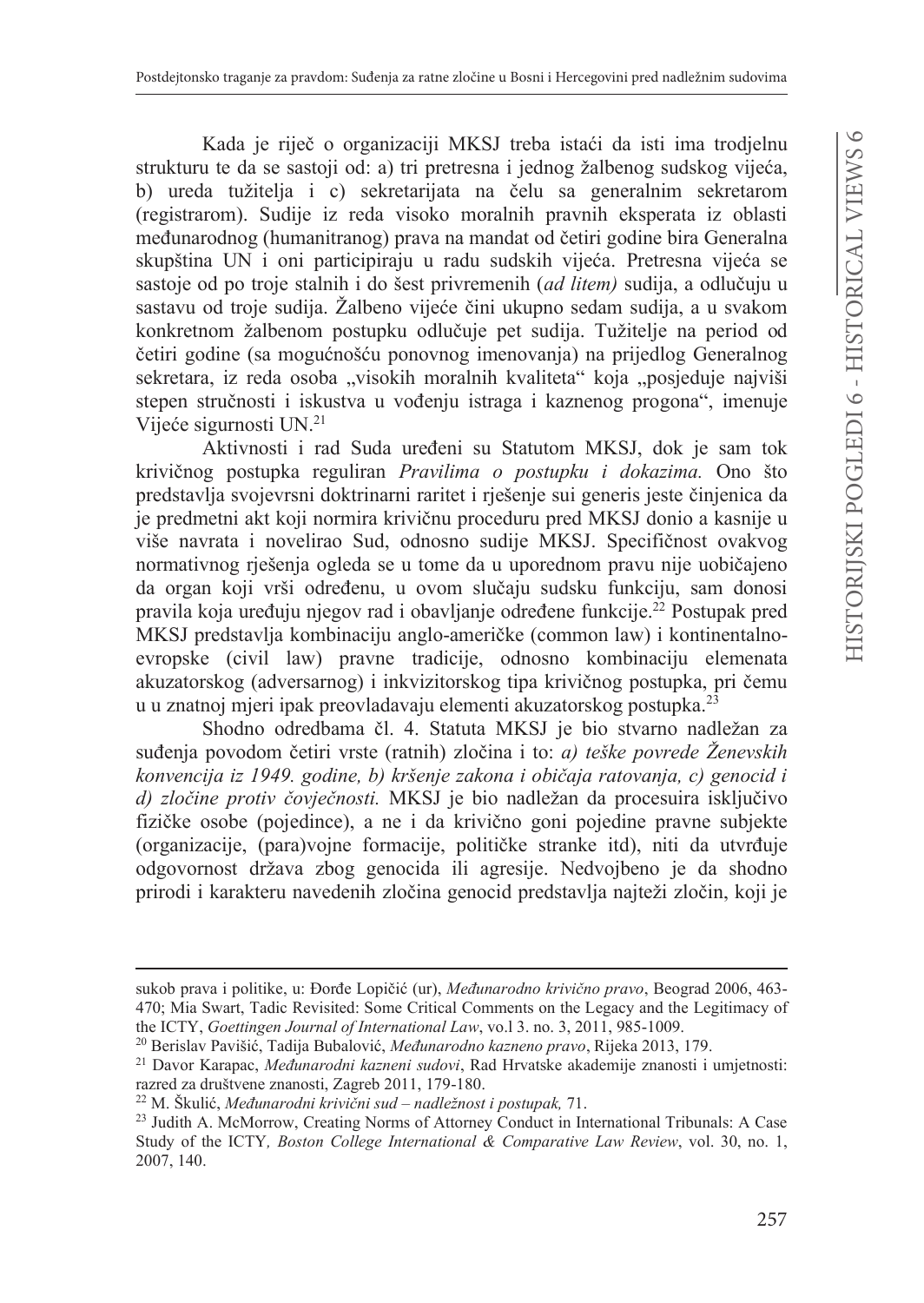Kada je riječ o organizaciji MKSJ treba istaći da isti ima trodjelnu strukturu te da se sastoji od: a) tri pretresna i jednog žalbenog sudskog vijeća, b) ureda tužitelja i c) sekretarijata na čelu sa generalnim sekretarom (registrarom). Sudije iz reda visoko moralnih pravnih eksperata iz oblasti međunarodnog (humanitranog) prava na mandat od četiri godine bira Generalna skupština UN i oni participiraju u radu sudskih vijeća. Pretresna vijeća se sastoje od po troje stalnih i do šest privremenih (*ad litem)* sudija, a odlučuju u sastavu od troje sudija. Žalbeno vijeće čini ukupno sedam sudija, a u svakom konkretnom žalbenom postupku odlučuje pet sudija. Tužitelje na period od četiri godine (sa mogućnošću ponovnog imenovanja) na prijedlog Generalnog sekretara, iz reda osoba „visokih moralnih kvaliteta" koja „posjeduje najviši stepen stručnosti i iskustva u vođenju istraga i kaznenog progona", imenuje Vijeće sigurnosti UN.[21]

Aktivnosti i rad Suda uređeni su Statutom MKSJ, dok je sam tok krivičnog postupka reguliran *Pravilima o postupku i dokazima.* Ono što predstavlja svojevrsni doktrinarni raritet i rješenje sui generis jeste činjenica da je predmetni akt koji normira krivičnu proceduru pred MKSJ donio a kasnije u više navrata i novelirao Sud, odnosno sudije MKSJ. Specifičnost ovakvog normativnog rješenja ogleda se u tome da u uporednom pravu nije uobičajeno da organ koji vrši određenu, u ovom slučaju sudsku funkciju, sam donosi pravila koja uređuju njegov rad i obavljanje određene funkcije.[22] Postupak pred MKSJ predstavlja kombinaciju anglo-američke (common law) i kontinentalno-evropske (civil law) pravne tradicije, odnosno kombinaciju elemenata akuzatorskog (adversarnog) i inkvizitorskog tipa krivičnog postupka, pri čemu u u znatnoj mjeri ipak preovladavaju elementi akuzatorskog postupka.[23]

Shodno odredbama čl. 4. Statuta MKSJ je bio stvarno nadležan za suđenja povodom četiri vrste (ratnih) zločina i to: *a) teške povrede Ženevskih konvencija iz 1949. godine, b) kršenje zakona i običaja ratovanja, c) genocid i d) zločine protiv čovječnosti.* MKSJ je bio nadležan da procesuira isključivo fizičke osobe (pojedince), a ne i da krivično goni pojedine pravne subjekte (organizacije, (para)vojne formacije, političke stranke itd), niti da utvrđuje odgovornost država zbog genocida ili agresije. Nedvojbeno je da shodno prirodi i karakteru navedenih zločina genocid predstavlja najteži zločin, koji je

---

sukob prava i politike, u: Đorđe Lopičić (ur), *Međunarodno krivično pravo*, Beograd 2006, 463-470; Mia Swart, Tadic Revisited: Some Critical Comments on the Legacy and the Legitimacy of the ICTY, *Goettingen Journal of International Law*, vo.l 3. no. 3, 2011, 985-1009.

[20] Berislav Pavišić, Tadija Bubalović, *Međunarodno kazneno pravo*, Rijeka 2013, 179.

[21] Davor Karapac, *Međunarodni kazneni sudovi*, Rad Hrvatske akademije znanosti i umjetnosti: razred za društvene znanosti, Zagreb 2011, 179-180.

[22] M. Škulić, *Međunarodni krivični sud – nadležnost i postupak,* 71.

[23] Judith A. McMorrow, Creating Norms of Attorney Conduct in International Tribunals: A Case Study of the ICTY*, Boston College International & Comparative Law Review*, vol. 30, no. 1, 2007, 140.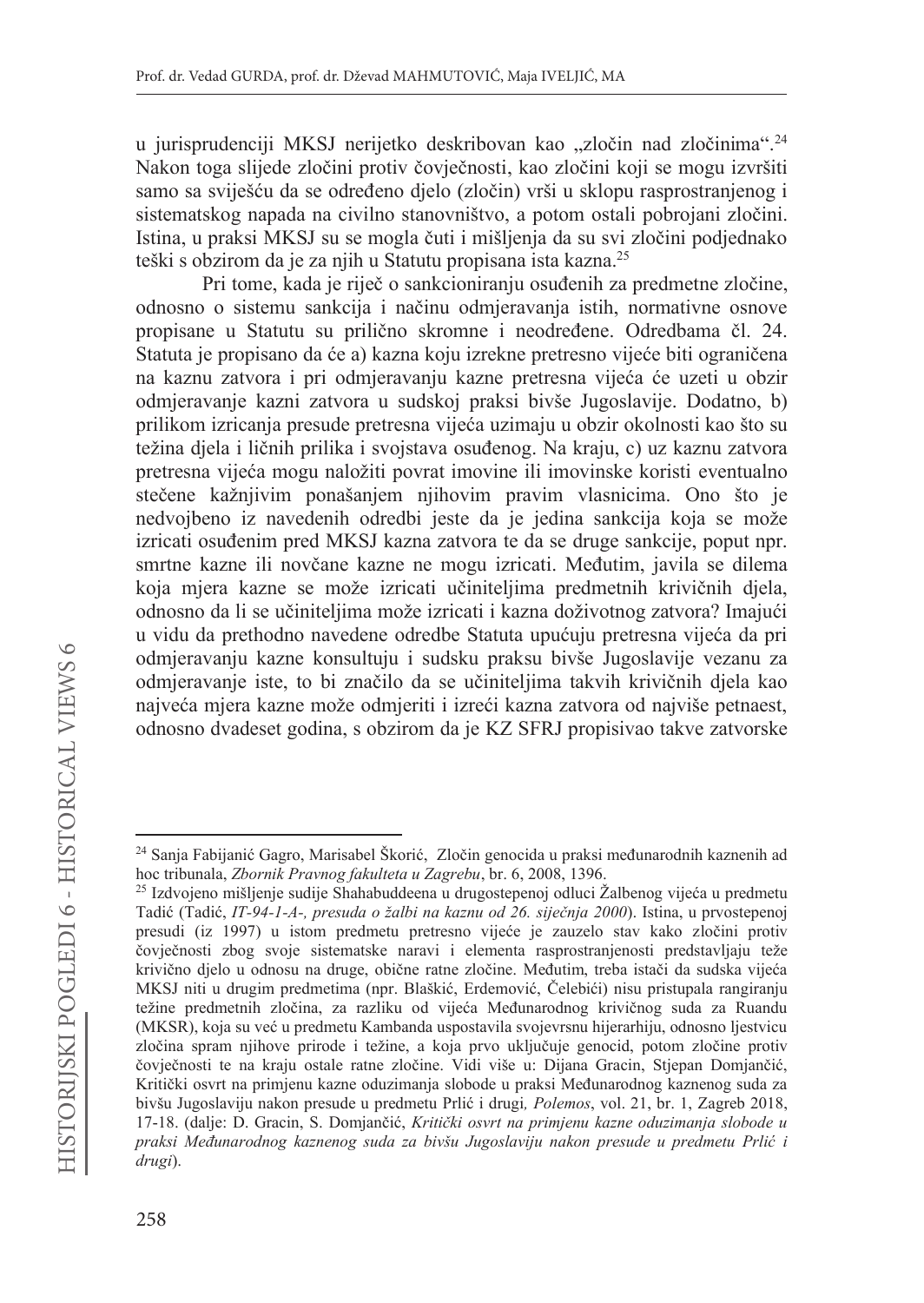u jurisprudenciji MKSJ nerijetko deskribovan kao „zločin nad zločinima".[24] Nakon toga slijede zločini protiv čovječnosti, kao zločini koji se mogu izvršiti samo sa sviješću da se određeno djelo (zločin) vrši u sklopu rasprostranjenog i sistematskog napada na civilno stanovništvo, a potom ostali pobrojani zločini. Istina, u praksi MKSJ su se mogla čuti i mišljenja da su svi zločini podjednako teški s obzirom da je za njih u Statutu propisana ista kazna.[25]

Pri tome, kada je riječ o sankcioniranju osuđenih za predmetne zločine, odnosno o sistemu sankcija i načinu odmjeravanja istih, normativne osnove propisane u Statutu su prilično skromne i neodređene. Odredbama čl. 24. Statuta je propisano da će a) kazna koju izrekne pretresno vijeće biti ograničena na kaznu zatvora i pri odmjeravanju kazne pretresna vijeća će uzeti u obzir odmjeravanje kazni zatvora u sudskoj praksi bivše Jugoslavije. Dodatno, b) prilikom izricanja presude pretresna vijeća uzimaju u obzir okolnosti kao što su težina djela i ličnih prilika i svojstava osuđenog. Na kraju, c) uz kaznu zatvora pretresna vijeća mogu naložiti povrat imovine ili imovinske koristi eventualno stečene kažnjivim ponašanjem njihovim pravim vlasnicima. Ono što je nedvojbeno iz navedenih odredbi jeste da je jedina sankcija koja se može izricati osuđenim pred MKSJ kazna zatvora te da se druge sankcije, poput npr. smrtne kazne ili novčane kazne ne mogu izricati. Međutim, javila se dilema koja mjera kazne se može izricati učiniteljima predmetnih krivičnih djela, odnosno da li se učiniteljima može izricati i kazna doživotnog zatvora? Imajući u vidu da prethodno navedene odredbe Statuta upućuju pretresna vijeća da pri odmjeravanju kazne konsultuju i sudsku praksu bivše Jugoslavije vezanu za odmjeravanje iste, to bi značilo da se učiniteljima takvih krivičnih djela kao najveća mjera kazne može odmjeriti i izreći kazna zatvora od najviše petnaest, odnosno dvadeset godina, s obzirom da je KZ SFRJ propisivao takve zatvorske

---

[24] Sanja Fabijanić Gagro, Marisabel Škorić, Zločin genocida u praksi međunarodnih kaznenih ad hoc tribunala, *Zbornik Pravnog fakulteta u Zagrebu*, br. 6, 2008, 1396.

[25] Izdvojeno mišljenje sudije Shahabuddeena u drugostepenoj odluci Žalbenog vijeća u predmetu Tadić (Tadić, *IT-94-1-A-, presuda o žalbi na kaznu od 26. siječnja 2000*). Istina, u prvostepenoj presudi (iz 1997) u istom predmetu pretresno vijeće je zauzelo stav kako zločini protiv čovječnosti zbog svoje sistematske naravi i elementa rasprostranjenosti predstavljaju teže krivično djelo u odnosu na druge, obične ratne zločine. Međutim, treba istači da sudska vijeća MKSJ niti u drugim predmetima (npr. Blaškić, Erdemović, Čelebići) nisu pristupala rangiranju težine predmetnih zločina, za razliku od vijeća Međunarodnog krivičnog suda za Ruandu (MKSR), koja su već u predmetu Kambanda uspostavila svojevrsnu hijerarhiju, odnosno ljestvicu zločina spram njihove prirode i težine, a koja prvo uključuje genocid, potom zločine protiv čovječnosti te na kraju ostale ratne zločine. Vidi više u: Dijana Gracin, Stjepan Domjančić, Kritički osvrt na primjenu kazne oduzimanja slobode u praksi Međunarodnog kaznenog suda za bivšu Jugoslaviju nakon presude u predmetu Prlić i drugi*, Polemos*, vol. 21, br. 1, Zagreb 2018, 17-18. (dalje: D. Gracin, S. Domjančić, *Kritički osvrt na primjenu kazne oduzimanja slobode u praksi Međunarodnog kaznenog suda za bivšu Jugoslaviju nakon presude u predmetu Prlić i drugi*).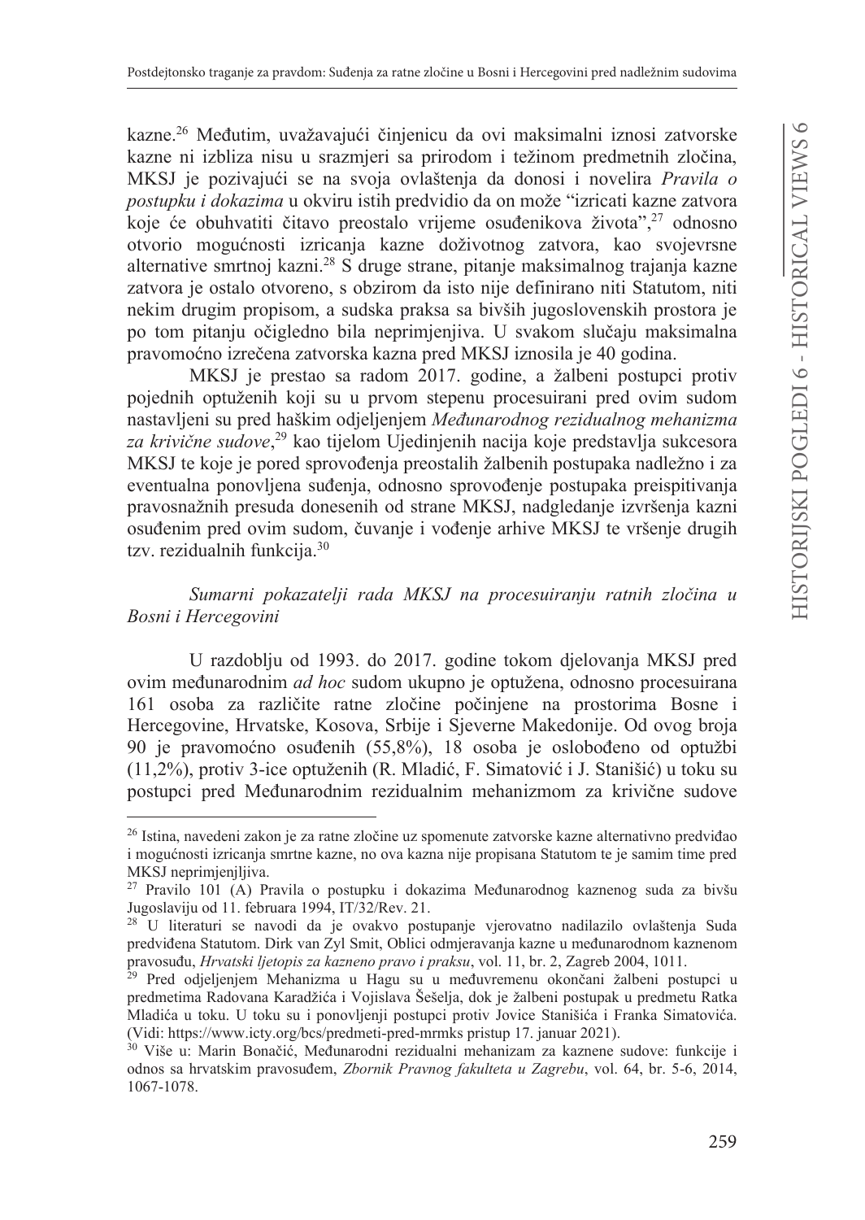kazne.[26] Međutim, uvažavajući činjenicu da ovi maksimalni iznosi zatvorske kazne ni izbliza nisu u srazmjeri sa prirodom i težinom predmetnih zločina, MKSJ je pozivajući se na svoja ovlaštenja da donosi i novelira *Pravila o postupku i dokazima* u okviru istih predvidio da on može "izricati kazne zatvora koje će obuhvatiti čitavo preostalo vrijeme osuđenikova života",[27] odnosno otvorio mogućnosti izricanja kazne doživotnog zatvora, kao svojevrsne alternative smrtnoj kazni.[28] S druge strane, pitanje maksimalnog trajanja kazne zatvora je ostalo otvoreno, s obzirom da isto nije definirano niti Statutom, niti nekim drugim propisom, a sudska praksa sa bivših jugoslovenskih prostora je po tom pitanju očigledno bila neprimjenjiva. U svakom slučaju maksimalna pravomoćno izrečena zatvorska kazna pred MKSJ iznosila je 40 godina.

MKSJ je prestao sa radom 2017. godine, a žalbeni postupci protiv pojednih optuženih koji su u prvom stepenu procesuirani pred ovim sudom nastavljeni su pred haškim odjeljenjem *Međunarodnog rezidualnog mehanizma za krivične sudove*,[29] kao tijelom Ujedinjenih nacija koje predstavlja sukcesora MKSJ te koje je pored sprovođenja preostalih žalbenih postupaka nadležno i za eventualna ponovljena suđenja, odnosno sprovođenje postupaka preispitivanja pravosnažnih presuda donesenih od strane MKSJ, nadgledanje izvršenja kazni osuđenim pred ovim sudom, čuvanje i vođenje arhive MKSJ te vršenje drugih tzv. rezidualnih funkcija.[30]

*Sumarni pokazatelji rada MKSJ na procesuiranju ratnih zločina u Bosni i Hercegovini*

U razdoblju od 1993. do 2017. godine tokom djelovanja MKSJ pred ovim međunarodnim *ad hoc* sudom ukupno je optužena, odnosno procesuirana 161 osoba za različite ratne zločine počinjene na prostorima Bosne i Hercegovine, Hrvatske, Kosova, Srbije i Sjeverne Makedonije. Od ovog broja 90 je pravomoćno osuđenih (55,8%), 18 osoba je oslobođeno od optužbi (11,2%), protiv 3-ice optuženih (R. Mladić, F. Simatović i J. Stanišić) u toku su postupci pred Međunarodnim rezidualnim mehanizmom za krivične sudove

---

[26] Istina, navedeni zakon je za ratne zločine uz spomenute zatvorske kazne alternativno predviđao i mogućnosti izricanja smrtne kazne, no ova kazna nije propisana Statutom te je samim time pred MKSJ neprimjenljiva.

[27] Pravilo 101 (A) Pravila o postupku i dokazima Međunarodnog kaznenog suda za bivšu Jugoslaviju od 11. februara 1994, IT/32/Rev. 21.

[28] U literaturi se navodi da je ovakvo postupanje vjerovatno nadilazilo ovlaštenja Suda predviđena Statutom. Dirk van Zyl Smit, Oblici odmjeravanja kazne u međunarodnom kaznenom pravosuđu, *Hrvatski ljetopis za kazneno pravo i praksu*, vol. 11, br. 2, Zagreb 2004, 1011.

[29] Pred odjeljenjem Mehanizma u Hagu su u međuvremenu okončani žalbeni postupci u predmetima Radovana Karadžića i Vojislava Šešelja, dok je žalbeni postupak u predmetu Ratka Mladića u toku. U toku su i ponovljenji postupci protiv Jovice Stanišića i Franka Simatovića. (Vidi: https://www.icty.org/bcs/predmeti-pred-mrmks pristup 17. januar 2021).

[30] Više u: Marin Bonačić, Međunarodni rezidualni mehanizam za kaznene sudove: funkcije i odnos sa hrvatskim pravosuđem, *Zbornik Pravnog fakulteta u Zagrebu*, vol. 64, br. 5-6, 2014, 1067-1078.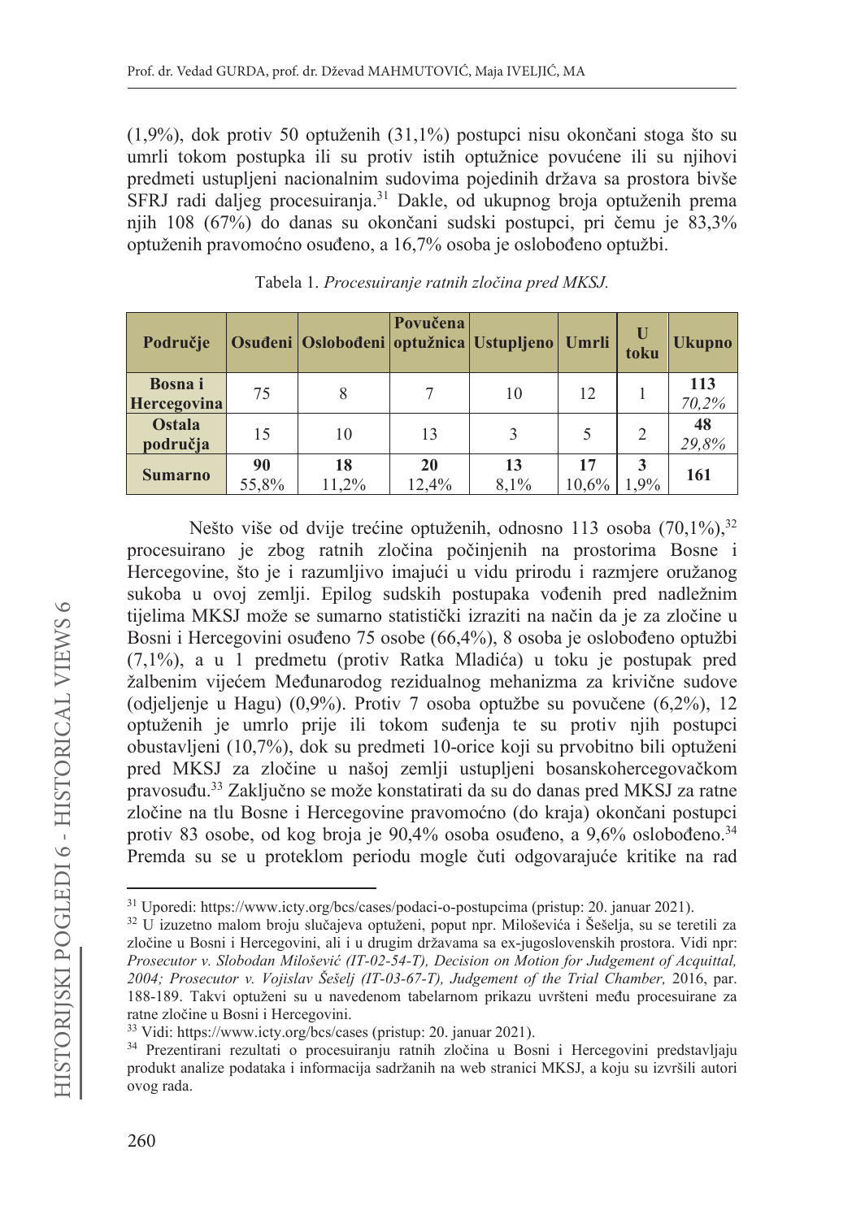(1,9%), dok protiv 50 optuženih (31,1%) postupci nisu okončani stoga što su umrli tokom postupka ili su protiv istih optužnice povućene ili su njihovi predmeti ustupljeni nacionalnim sudovima pojedinih država sa prostora bivše SFRJ radi daljeg procesuiranja.[31] Dakle, od ukupnog broja optuženih prema njih 108 (67%) do danas su okončani sudski postupci, pri čemu je 83,3% optuženih pravomoćno osuđeno, a 16,7% osoba je oslobođeno optužbi.

Tabela 1. *Procesuiranje ratnih zločina pred MKSJ.*

| Područje | Osuđeni | Oslobođeni | Povučena optužnica | Ustupljeno | Umrli | U toku | Ukupno |
|---|---|---|---|---|---|---|---|
| **Bosna i Hercegovina** | 75 | 8 | 7 | 10 | 12 | 1 | **113** *70,2%* |
| **Ostala područja** | 15 | 10 | 13 | 3 | 5 | 2 | **48** *29,8%* |
| **Sumarno** | **90** 55,8% | **18** 11,2% | **20** 12,4% | **13** 8,1% | **17** 10,6% | **3** 1,9% | **161** |

Nešto više od dvije trećine optuženih, odnosno 113 osoba (70,1%),[32] procesuirano je zbog ratnih zločina počinjenih na prostorima Bosne i Hercegovine, što je i razumljivo imajući u vidu prirodu i razmjere oružanog sukoba u ovoj zemlji. Epilog sudskih postupaka vođenih pred nadležnim tijelima MKSJ može se sumarno statistički izraziti na način da je za zločine u Bosni i Hercegovini osuđeno 75 osobe (66,4%), 8 osoba je oslobođeno optužbi (7,1%), a u 1 predmetu (protiv Ratka Mladića) u toku je postupak pred žalbenim vijećem Međunarodog rezidualnog mehanizma za krivične sudove (odjeljenje u Hagu) (0,9%). Protiv 7 osoba optužbe su povučene (6,2%), 12 optuženih je umrlo prije ili tokom suđenja te su protiv njih postupci obustavljeni (10,7%), dok su predmeti 10-orice koji su prvobitno bili optuženi pred MKSJ za zločine u našoj zemlji ustupljeni bosanskohercegovačkom pravosuđu.[33] Zaključno se može konstatirati da su do danas pred MKSJ za ratne zločine na tlu Bosne i Hercegovine pravomoćno (do kraja) okončani postupci protiv 83 osobe, od kog broja je 90,4% osoba osuđeno, a 9,6% oslobođeno.[34] Premda su se u proteklom periodu mogle čuti odgovarajuće kritike na rad

---

[31] Uporedi: https://www.icty.org/bcs/cases/podaci-o-postupcima (pristup: 20. januar 2021).

[32] U izuzetno malom broju slučajeva optuženi, poput npr. Miloševića i Šešelja, su se teretili za zločine u Bosni i Hercegovini, ali i u drugim državama sa ex-jugoslovenskih prostora. Vidi npr: *Prosecutor v. Slobodan Milošević (IT-02-54-T), Decision on Motion for Judgement of Acquittal, 2004; Prosecutor v. Vojislav Šešelj (IT-03-67-T), Judgement of the Trial Chamber,* 2016, par. 188-189. Takvi optuženi su u navedenom tabelarnom prikazu uvršteni među procesuirane za ratne zločine u Bosni i Hercegovini.

[33] Vidi: https://www.icty.org/bcs/cases (pristup: 20. januar 2021).

[34] Prezentirani rezultati o procesuiranju ratnih zločina u Bosni i Hercegovini predstavljaju produkt analize podataka i informacija sadržanih na web stranici MKSJ, a koju su izvršili autori ovog rada.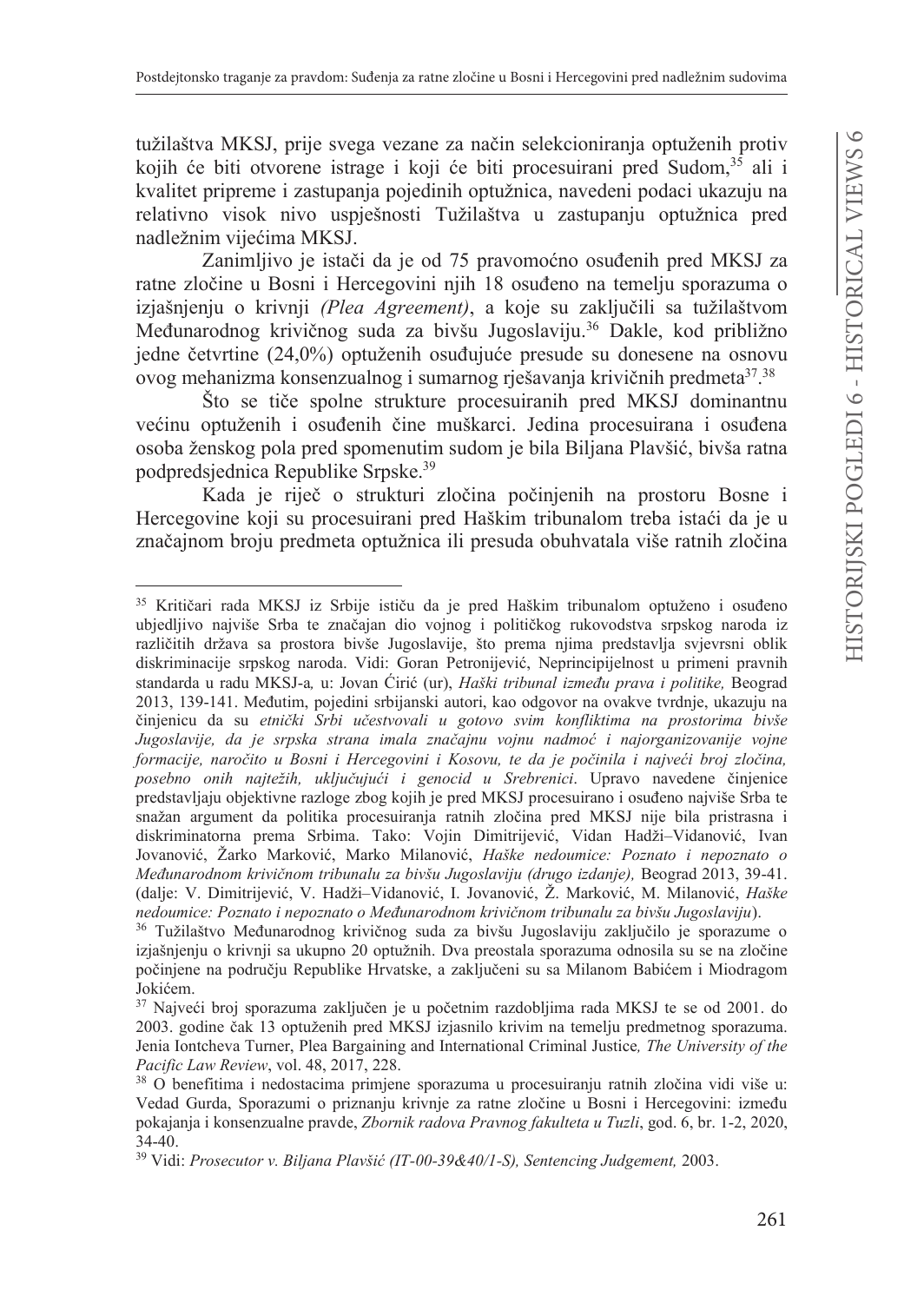tužilaštva MKSJ, prije svega vezane za način selekcioniranja optuženih protiv kojih će biti otvorene istrage i koji će biti procesuirani pred Sudom,[35] ali i kvalitet pripreme i zastupanja pojedinih optužnica, navedeni podaci ukazuju na relativno visok nivo uspješnosti Tužilaštva u zastupanju optužnica pred nadležnim vijećima MKSJ.

Zanimljivo je istači da je od 75 pravomoćno osuđenih pred MKSJ za ratne zločine u Bosni i Hercegovini njih 18 osuđeno na temelju sporazuma o izjašnjenju o krivnji *(Plea Agreement)*, a koje su zaključili sa tužilaštvom Međunarodnog krivičnog suda za bivšu Jugoslaviju.[36] Dakle, kod približno jedne četvrtine (24,0%) optuženih osuđujuće presude su donesene na osnovu ovog mehanizma konsenzualnog i sumarnog rješavanja krivičnih predmeta[37].[38]

Što se tiče spolne strukture procesuiranih pred MKSJ dominantnu većinu optuženih i osuđenih čine muškarci. Jedina procesuirana i osuđena osoba ženskog pola pred spomenutim sudom je bila Biljana Plavšić, bivša ratna podpredsjednica Republike Srpske.[39]

Kada je riječ o strukturi zločina počinjenih na prostoru Bosne i Hercegovine koji su procesuirani pred Haškim tribunalom treba istaći da je u značajnom broju predmeta optužnica ili presuda obuhvatala više ratnih zločina

---

[35] Kritičari rada MKSJ iz Srbije ističu da je pred Haškim tribunalom optuženo i osuđeno ubjedljivo najviše Srba te značajan dio vojnog i političkog rukovodstva srpskog naroda iz različitih država sa prostora bivše Jugoslavije, što prema njima predstavlja svjevrsni oblik diskriminacije srpskog naroda. Vidi: Goran Petronijević, Neprincipijelnost u primeni pravnih standarda u radu MKSJ-a*,* u: Jovan Ćirić (ur), *Haški tribunal između prava i politike,* Beograd 2013, 139-141. Međutim, pojedini srbijanski autori, kao odgovor na ovakve tvrdnje, ukazuju na činjenicu da su *etnički Srbi učestvovali u gotovo svim konfliktima na prostorima bivše Jugoslavije, da je srpska strana imala značajnu vojnu nadmoć i najorganizovanije vojne formacije, naročito u Bosni i Hercegovini i Kosovu, te da je počinila i najveći broj zločina, posebno onih najtežih, uključujući i genocid u Srebrenici*. Upravo navedene činjenice predstavljaju objektivne razloge zbog kojih je pred MKSJ procesuirano i osuđeno najviše Srba te snažan argument da politika procesuiranja ratnih zločina pred MKSJ nije bila pristrasna i diskriminatorna prema Srbima. Tako: Vojin Dimitrijević, Vidan Hadži–Vidanović, Ivan Jovanović, Žarko Marković, Marko Milanović, *Haške nedoumice: Poznato i nepoznato o Međunarodnom krivičnom tribunalu za bivšu Jugoslaviju (drugo izdanje),* Beograd 2013, 39-41. (dalje: V. Dimitrijević, V. Hadži–Vidanović, I. Jovanović, Ž. Marković, M. Milanović, *Haške nedoumice: Poznato i nepoznato o Međunarodnom krivičnom tribunalu za bivšu Jugoslaviju*).

[36] Tužilaštvo Međunarodnog krivičnog suda za bivšu Jugoslaviju zaključilo je sporazume o izjašnjenju o krivnji sa ukupno 20 optužnih. Dva preostala sporazuma odnosila su se na zločine počinjene na području Republike Hrvatske, a zaključeni su sa Milanom Babićem i Miodragom Jokićem.

[37] Najveći broj sporazuma zaključen je u početnim razdobljima rada MKSJ te se od 2001. do 2003. godine čak 13 optuženih pred MKSJ izjasnilo krivim na temelju predmetnog sporazuma. Jenia Iontcheva Turner, Plea Bargaining and International Criminal Justice*, The University of the Pacific Law Review*, vol. 48, 2017, 228.

[38] O benefitima i nedostacima primjene sporazuma u procesuiranju ratnih zločina vidi više u: Vedad Gurda, Sporazumi o priznanju krivnje za ratne zločine u Bosni i Hercegovini: između pokajanja i konsenzualne pravde, *Zbornik radova Pravnog fakulteta u Tuzli*, god. 6, br. 1-2, 2020, 34-40.

[39] Vidi: *Prosecutor v. Biljana Plavšić (IT-00-39&40/1-S), Sentencing Judgement,* 2003.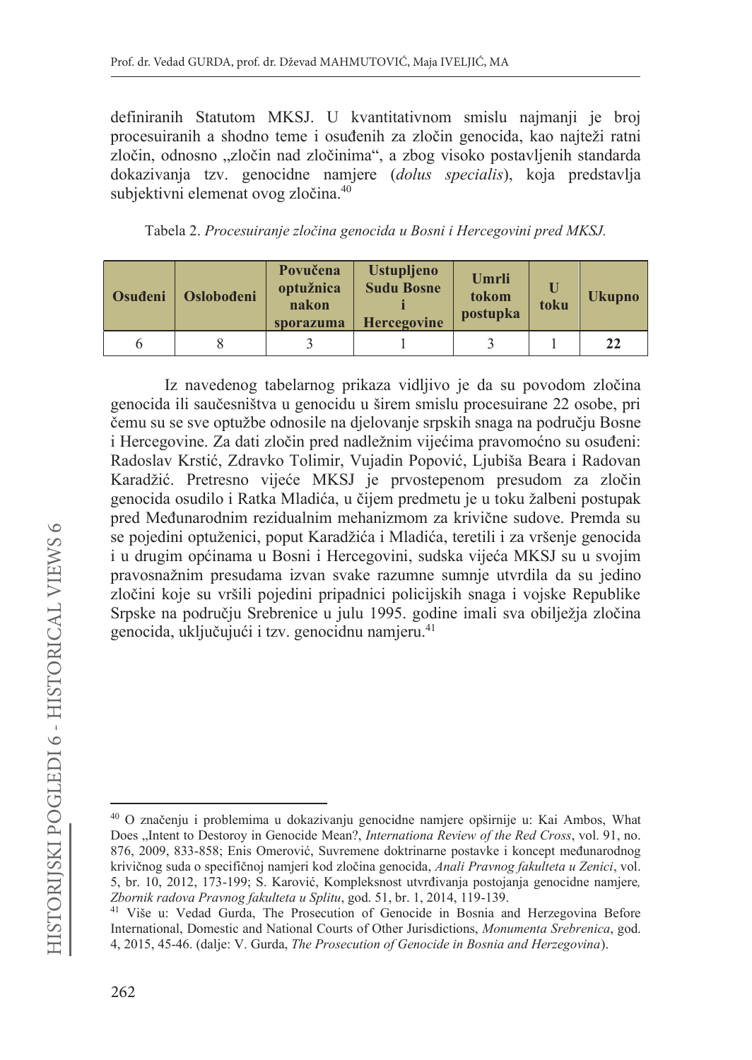definiranih Statutom MKSJ. U kvantitativnom smislu najmanji je broj procesuiranih a shodno teme i osuđenih za zločin genocida, kao najteži ratni zločin, odnosno „zločin nad zločinima“, a zbog visoko postavljenih standarda dokazivanja tzv. genocidne namjere (*dolus specialis*), koja predstavlja subjektivni elemenat ovog zločina.[40]

Tabela 2. *Procesuiranje zločina genocida u Bosni i Hercegovini pred MKSJ.*

| Osuđeni | Oslobođeni | Povučena optužnica nakon sporazuma | Ustupljeno Sudu Bosne i Hercegovine | Umrli tokom postupka | U toku | Ukupno |
|---|---|---|---|---|---|---|
| 6 | 8 | 3 | 1 | 3 | 1 | **22** |

Iz navedenog tabelarnog prikaza vidljivo je da su povodom zločina genocida ili saučesništva u genocidu u širem smislu procesuirane 22 osobe, pri čemu su se sve optužbe odnosile na djelovanje srpskih snaga na području Bosne i Hercegovine. Za dati zločin pred nadležnim vijećima pravomoćno su osuđeni: Radoslav Krstić, Zdravko Tolimir, Vujadin Popović, Ljubiša Beara i Radovan Karadžić. Pretresno vijeće MKSJ je prvostepenom presudom za zločin genocida osudilo i Ratka Mladića, u čijem predmetu je u toku žalbeni postupak pred Međunarodnim rezidualnim mehanizmom za krivične sudove. Premda su se pojedini optuženici, poput Karadžića i Mladića, teretili i za vršenje genocida i u drugim općinama u Bosni i Hercegovini, sudska vijeća MKSJ su u svojim pravosnažnim presudama izvan svake razumne sumnje utvrdila da su jedino zločini koje su vršili pojedini pripadnici policijskih snaga i vojske Republike Srpske na području Srebrenice u julu 1995. godine imali sva obilježja zločina genocida, uključujući i tzv. genocidnu namjeru.[41]

---

[40] O značenju i problemima u dokazivanju genocidne namjere opširnije u: Kai Ambos, What Does „Intent to Destoroy in Genocide Mean?, *Internationa Review of the Red Cross*, vol. 91, no. 876, 2009, 833-858; Enis Omerović, Suvremene doktrinarne postavke i koncept međunarodnog krivičnog suda o specifičnoj namjeri kod zločina genocida, *Anali Pravnog fakulteta u Zenici*, vol. 5, br. 10, 2012, 173-199; S. Karović, Kompleksnost utvrđivanja postojanja genocidne namjere, *Zbornik radova Pravnog fakulteta u Splitu*, god. 51, br. 1, 2014, 119-139.

[41] Više u: Vedad Gurda, The Prosecution of Genocide in Bosnia and Herzegovina Before International, Domestic and National Courts of Other Jurisdictions, *Monumenta Srebrenica*, god. 4, 2015, 45-46. (dalje: V. Gurda, *The Prosecution of Genocide in Bosnia and Herzegovina*).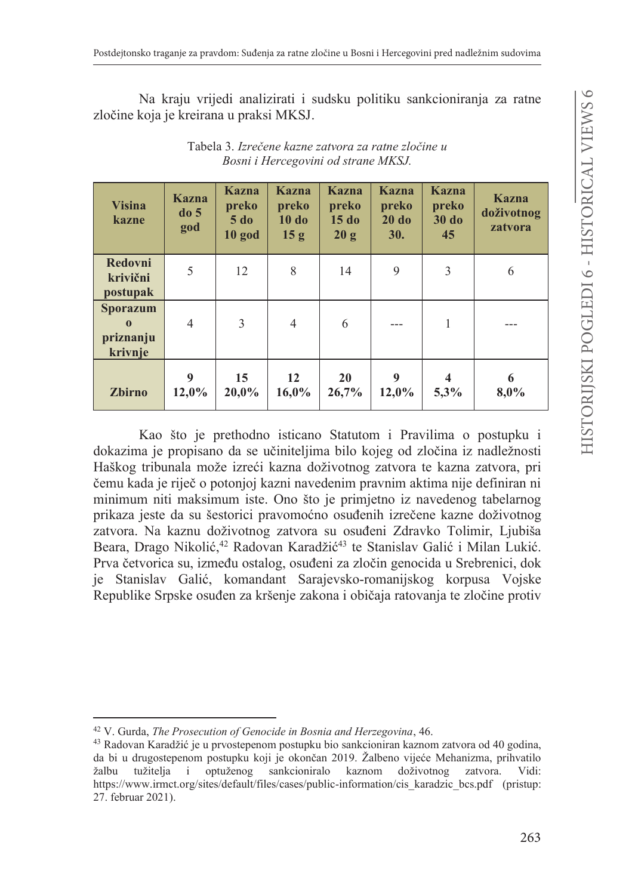Na kraju vrijedi analizirati i sudsku politiku sankcioniranja za ratne zločine koja je kreirana u praksi MKSJ.

Tabela 3. *Izrečene kazne zatvora za ratne zločine u Bosni i Hercegovini od strane MKSJ.*

| Visina kazne | Kazna do 5 god | Kazna preko 5 do 10 god | Kazna preko 10 do 15 g | Kazna preko 15 do 20 g | Kazna preko 20 do 30. | Kazna preko 30 do 45 | Kazna doživotnog zatvora |
|---|---|---|---|---|---|---|---|
| **Redovni krivični postupak** | 5 | 12 | 8 | 14 | 9 | 3 | 6 |
| **Sporazum o priznanju krivnje** | 4 | 3 | 4 | 6 | --- | 1 | --- |
| **Zbirno** | **9 12,0%** | **15 20,0%** | **12 16,0%** | **20 26,7%** | **9 12,0%** | **4 5,3%** | **6 8,0%** |

Kao što je prethodno isticano Statutom i Pravilima o postupku i dokazima je propisano da se učiniteljima bilo kojeg od zločina iz nadležnosti Haškog tribunala može izreći kazna doživotnog zatvora te kazna zatvora, pri čemu kada je riječ o potonjoj kazni navedenim pravnim aktima nije definiran ni minimum niti maksimum iste. Ono što je primjetno iz navedenog tabelarnog prikaza jeste da su šestorici pravomoćno osuđenih izrečene kazne doživotnog zatvora. Na kaznu doživotnog zatvora su osuđeni Zdravko Tolimir, Ljubiša Beara, Drago Nikolić,[42] Radovan Karadžić[43] te Stanislav Galić i Milan Lukić. Prva četvorica su, između ostalog, osuđeni za zločin genocida u Srebrenici, dok je Stanislav Galić, komandant Sarajevsko-romanijskog korpusa Vojske Republike Srpske osuđen za kršenje zakona i običaja ratovanja te zločine protiv

[42] V. Gurda, *The Prosecution of Genocide in Bosnia and Herzegovina*, 46.

[43] Radovan Karadžić je u prvostepenom postupku bio sankcioniran kaznom zatvora od 40 godina, da bi u drugostepenom postupku koji je okončan 2019. Žalbeno vijeće Mehanizma, prihvatilo žalbu tužitelja i optuženog sankcioniralo kaznom doživotnog zatvora. Vidi: https://www.irmct.org/sites/default/files/cases/public-information/cis_karadzic_bcs.pdf (pristup: 27. februar 2021).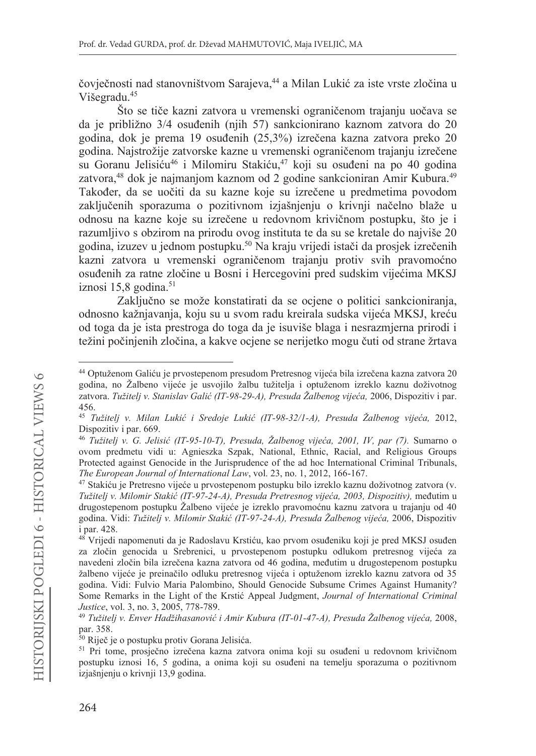čovječnosti nad stanovništvom Sarajeva,[44] a Milan Lukić za iste vrste zločina u Višegradu.[45]

Što se tiče kazni zatvora u vremenski ograničenom trajanju uočava se da je približno 3/4 osuđenih (njih 57) sankcionirano kaznom zatvora do 20 godina, dok je prema 19 osuđenih (25,3%) izrečena kazna zatvora preko 20 godina. Najstrožije zatvorske kazne u vremenski ograničenom trajanju izrečene su Goranu Jelisiću[46] i Milomiru Stakiću,[47] koji su osuđeni na po 40 godina zatvora,[48] dok je najmanjom kaznom od 2 godine sankcioniran Amir Kubura.[49] Također, da se uočiti da su kazne koje su izrečene u predmetima povodom zaključenih sporazuma o pozitivnom izjašnjenju o krivnji načelno blaže u odnosu na kazne koje su izrečene u redovnom krivičnom postupku, što je i razumljivo s obzirom na prirodu ovog instituta te da su se kretale do najviše 20 godina, izuzev u jednom postupku.[50] Na kraju vrijedi istači da prosjek izrečenih kazni zatvora u vremenski ograničenom trajanju protiv svih pravomoćno osuđenih za ratne zločine u Bosni i Hercegovini pred sudskim vijećima MKSJ iznosi 15,8 godina.[51]

Zaključno se može konstatirati da se ocjene o politici sankcioniranja, odnosno kažnjavanja, koju su u svom radu kreirala sudska vijeća MKSJ, kreću od toga da je ista prestroga do toga da je isuviše blaga i nesrazmjerna prirodi i težini počinjenih zločina, a kakve ocjene se nerijetko mogu čuti od strane žrtava

---

[44] Optuženom Galiću je prvostepenom presudom Pretresnog vijeća bila izrečena kazna zatvora 20 godina, no Žalbeno vijeće je usvojilo žalbu tužitelja i optuženom izreklo kaznu doživotnog zatvora. *Tužitelj v. Stanislav Galić (IT-98-29-A), Presuda Žalbenog vijeća,* 2006, Dispozitiv i par. 456.

[45] *Tužitelj v. Milan Lukić i Sredoje Lukić (IT-98-32/1-A), Presuda Žalbenog vijeća,* 2012, Dispozitiv i par. 669.

[46] *Tužitelj v. G. Jelisić (IT-95-10-T), Presuda, Žalbenog vijeća, 2001, IV, par (7).* Sumarno o ovom predmetu vidi u: Agnieszka Szpak, National, Ethnic, Racial, and Religious Groups Protected against Genocide in the Jurisprudence of the ad hoc International Criminal Tribunals, *The European Journal of International Law*, vol. 23, no. 1, 2012, 166-167.

[47] Stakiću je Pretresno vijeće u prvostepenom postupku bilo izreklo kaznu doživotnog zatvora (v. *Tužitelj v. Milomir Stakić (IT-97-24-A), Presuda Pretresnog vijeća, 2003, Dispozitiv),* međutim u drugostepenom postupku Žalbeno vijeće je izreklo pravomoćnu kaznu zatvora u trajanju od 40 godina. Vidi: *Tužitelj v. Milomir Stakić (IT-97-24-A), Presuda Žalbenog vijeća,* 2006, Dispozitiv i par. 428.

[48] Vrijedi napomenuti da je Radoslavu Krstiću, kao prvom osuđeniku koji je pred MKSJ osuđen za zločin genocida u Srebrenici, u prvostepenom postupku odlukom pretresnog vijeća za navedeni zločin bila izrečena kazna zatvora od 46 godina, međutim u drugostepenom postupku žalbeno vijeće je preinačilo odluku pretresnog vijeća i optuženom izreklo kaznu zatvora od 35 godina. Vidi: Fulvio Maria Palombino, Should Genocide Subsume Crimes Against Humanity? Some Remarks in the Light of the Krstić Appeal Judgment, *Journal of International Criminal Justice*, vol. 3, no. 3, 2005, 778-789.

[49] *Tužitelj v. Enver Hadžihasanović i Amir Kubura (IT-01-47-A), Presuda Žalbenog vijeća,* 2008, par. 358.

[50] Riječ je o postupku protiv Gorana Jelisića.

[51] Pri tome, prosječno izrečena kazna zatvora onima koji su osuđeni u redovnom krivičnom postupku iznosi 16, 5 godina, a onima koji su osuđeni na temelju sporazuma o pozitivnom izjašnjenju o krivnji 13,9 godina.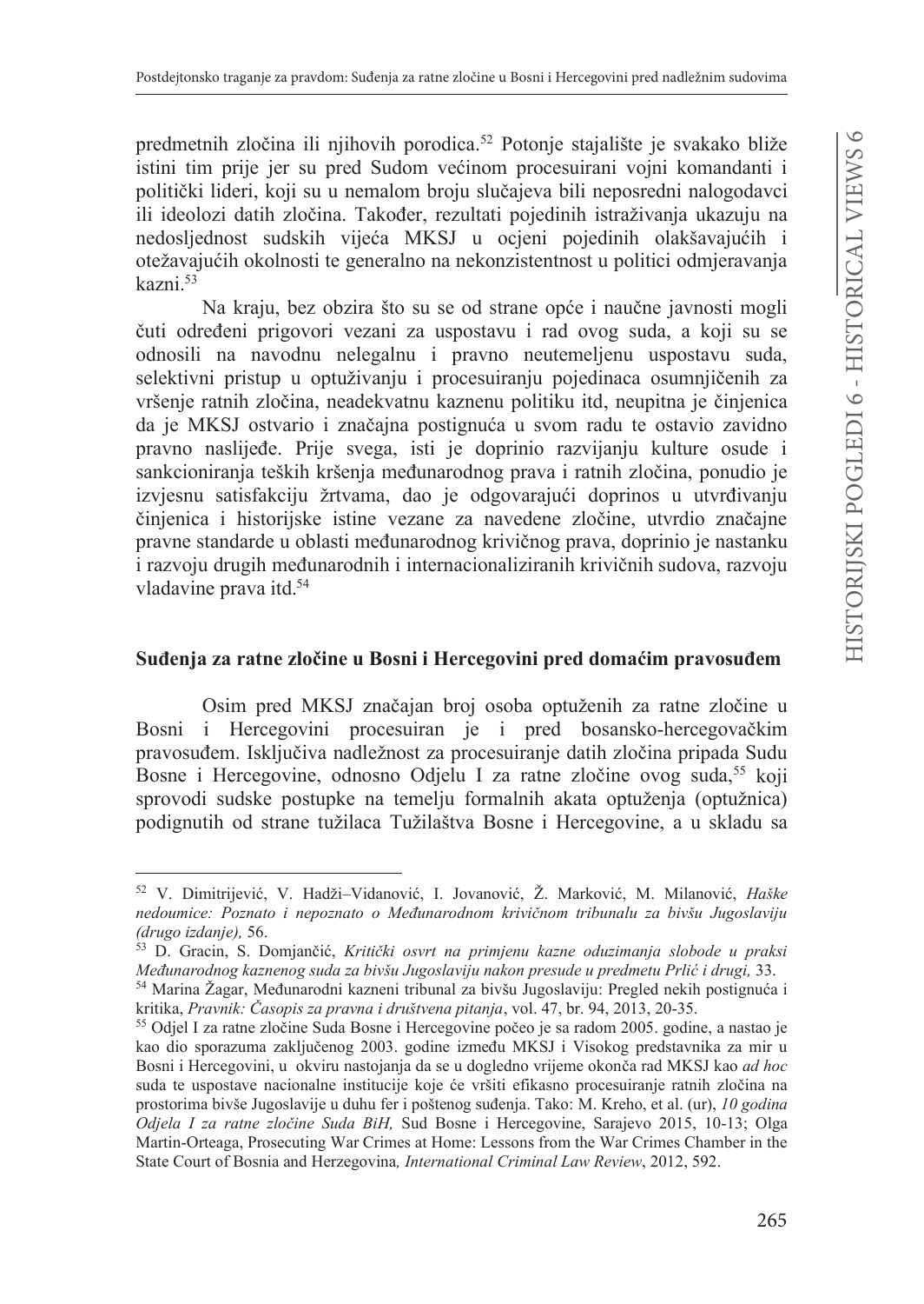predmetnih zločina ili njihovih porodica.[52] Potonje stajalište je svakako bliže istini tim prije jer su pred Sudom većinom procesuirani vojni komandanti i politički lideri, koji su u nemalom broju slučajeva bili neposredni nalogodavci ili ideolozi datih zločina. Također, rezultati pojedinih istraživanja ukazuju na nedosljednost sudskih vijeća MKSJ u ocjeni pojedinih olakšavajućih i otežavajućih okolnosti te generalno na nekonzistentnost u politici odmjeravanja kazni.[53]

Na kraju, bez obzira što su se od strane opće i naučne javnosti mogli čuti određeni prigovori vezani za uspostavu i rad ovog suda, a koji su se odnosili na navodnu nelegalnu i pravno neutemeljenu uspostavu suda, selektivni pristup u optuživanju i procesuiranju pojedinaca osumnjičenih za vršenje ratnih zločina, neadekvatnu kaznenu politiku itd, neupitna je činjenica da je MKSJ ostvario i značajna postignuća u svom radu te ostavio zavidno pravno naslijeđe. Prije svega, isti je doprinio razvijanju kulture osude i sankcioniranja teških kršenja međunarodnog prava i ratnih zločina, ponudio je izvjesnu satisfakciju žrtvama, dao je odgovarajući doprinos u utvrđivanju činjenica i historijske istine vezane za navedene zločine, utvrdio značajne pravne standarde u oblasti međunarodnog krivičnog prava, doprinio je nastanku i razvoju drugih međunarodnih i internacionaliziranih krivičnih sudova, razvoju vladavine prava itd.[54]

## Suđenja za ratne zločine u Bosni i Hercegovini pred domaćim pravosuđem

Osim pred MKSJ značajan broj osoba optuženih za ratne zločine u Bosni i Hercegovini procesuiran je i pred bosansko-hercegovačkim pravosuđem. Isključiva nadležnost za procesuiranje datih zločina pripada Sudu Bosne i Hercegovine, odnosno Odjelu I za ratne zločine ovog suda,[55] koji sprovodi sudske postupke na temelju formalnih akata optuženja (optužnica) podignutih od strane tužilaca Tužilaštva Bosne i Hercegovine, a u skladu sa

---

[52] V. Dimitrijević, V. Hadži–Vidanović, I. Jovanović, Ž. Marković, M. Milanović, *Haške nedoumice: Poznato i nepoznato o Međunarodnom krivičnom tribunalu za bivšu Jugoslaviju (drugo izdanje),* 56.

[53] D. Gracin, S. Domjančić, *Kritički osvrt na primjenu kazne oduzimanja slobode u praksi Međunarodnog kaznenog suda za bivšu Jugoslaviju nakon presude u predmetu Prlić i drugi,* 33.

[54] Marina Žagar, Međunarodni kazneni tribunal za bivšu Jugoslaviju: Pregled nekih postignuća i kritika, *Pravnik: Časopis za pravna i društvena pitanja*, vol. 47, br. 94, 2013, 20-35.

[55] Odjel I za ratne zločine Suda Bosne i Hercegovine počeo je sa radom 2005. godine, a nastao je kao dio sporazuma zaključenog 2003. godine između MKSJ i Visokog predstavnika za mir u Bosni i Hercegovini, u okviru nastojanja da se u dogledno vrijeme okonča rad MKSJ kao *ad hoc* suda te uspostave nacionalne institucije koje će vršiti efikasno procesuiranje ratnih zločina na prostorima bivše Jugoslavije u duhu fer i poštenog suđenja. Tako: M. Kreho, et al. (ur), *10 godina Odjela I za ratne zločine Suda BiH,* Sud Bosne i Hercegovine, Sarajevo 2015, 10-13; Olga Martin-Orteaga, Prosecuting War Crimes at Home: Lessons from the War Crimes Chamber in the State Court of Bosnia and Herzegovina*, International Criminal Law Review*, 2012, 592.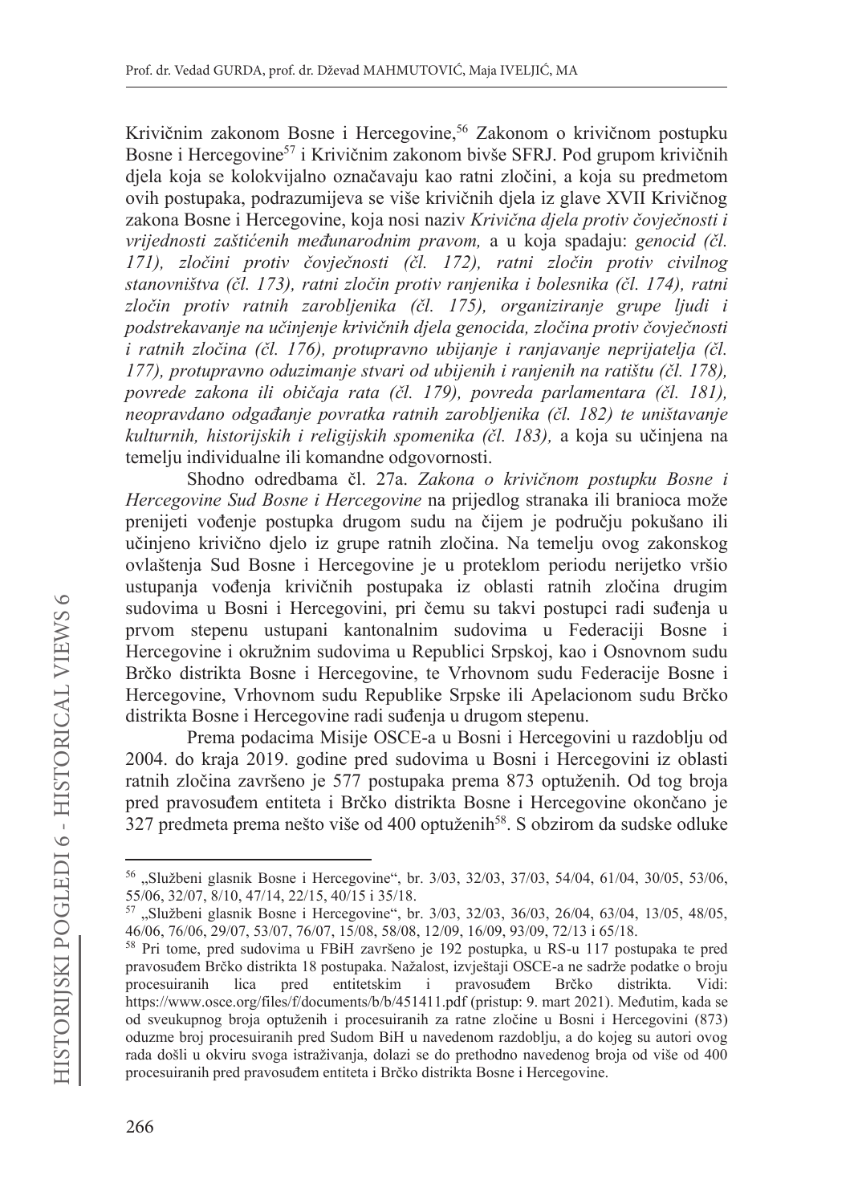Krivičnim zakonom Bosne i Hercegovine,[56] Zakonom o krivičnom postupku Bosne i Hercegovine[57] i Krivičnim zakonom bivše SFRJ. Pod grupom krivičnih djela koja se kolokvijalno označavaju kao ratni zločini, a koja su predmetom ovih postupaka, podrazumijeva se više krivičnih djela iz glave XVII Krivičnog zakona Bosne i Hercegovine, koja nosi naziv *Krivična djela protiv čovječnosti i vrijednosti zaštićenih međunarodnim pravom,* a u koja spadaju: *genocid (čl. 171), zločini protiv čovječnosti (čl. 172), ratni zločin protiv civilnog stanovništva (čl. 173), ratni zločin protiv ranjenika i bolesnika (čl. 174), ratni zločin protiv ratnih zarobljenika (čl. 175), organiziranje grupe ljudi i podstrekavanje na učinjenje krivičnih djela genocida, zločina protiv čovječnosti i ratnih zločina (čl. 176), protupravno ubijanje i ranjavanje neprijatelja (čl. 177), protupravno oduzimanje stvari od ubijenih i ranjenih na ratištu (čl. 178), povrede zakona ili običaja rata (čl. 179), povreda parlamentara (čl. 181), neopravdano odgađanje povratka ratnih zarobljenika (čl. 182) te uništavanje kulturnih, historijskih i religijskih spomenika (čl. 183),* a koja su učinjena na temelju individualne ili komandne odgovornosti.

Shodno odredbama čl. 27a. *Zakona o krivičnom postupku Bosne i Hercegovine Sud Bosne i Hercegovine* na prijedlog stranaka ili branioca može prenijeti vođenje postupka drugom sudu na čijem je području pokušano ili učinjeno krivično djelo iz grupe ratnih zločina. Na temelju ovog zakonskog ovlaštenja Sud Bosne i Hercegovine je u proteklom periodu nerijetko vršio ustupanja vođenja krivičnih postupaka iz oblasti ratnih zločina drugim sudovima u Bosni i Hercegovini, pri čemu su takvi postupci radi suđenja u prvom stepenu ustupani kantonalnim sudovima u Federaciji Bosne i Hercegovine i okružnim sudovima u Republici Srpskoj, kao i Osnovnom sudu Brčko distrikta Bosne i Hercegovine, te Vrhovnom sudu Federacije Bosne i Hercegovine, Vrhovnom sudu Republike Srpske ili Apelacionom sudu Brčko distrikta Bosne i Hercegovine radi suđenja u drugom stepenu.

Prema podacima Misije OSCE-a u Bosni i Hercegovini u razdoblju od 2004. do kraja 2019. godine pred sudovima u Bosni i Hercegovini iz oblasti ratnih zločina završeno je 577 postupaka prema 873 optuženih. Od tog broja pred pravosuđem entiteta i Brčko distrikta Bosne i Hercegovine okončano je 327 predmeta prema nešto više od 400 optuženih[58]. S obzirom da sudske odluke

---

[56] „Službeni glasnik Bosne i Hercegovine", br. 3/03, 32/03, 37/03, 54/04, 61/04, 30/05, 53/06, 55/06, 32/07, 8/10, 47/14, 22/15, 40/15 i 35/18.

[57] „Službeni glasnik Bosne i Hercegovine", br. 3/03, 32/03, 36/03, 26/04, 63/04, 13/05, 48/05, 46/06, 76/06, 29/07, 53/07, 76/07, 15/08, 58/08, 12/09, 16/09, 93/09, 72/13 i 65/18.

[58] Pri tome, pred sudovima u FBiH završeno je 192 postupka, u RS-u 117 postupaka te pred pravosuđem Brčko distrikta 18 postupaka. Nažalost, izvještaji OSCE-a ne sadrže podatke o broju procesuiranih lica pred entitetskim i pravosuđem Brčko distrikta. Vidi: https://www.osce.org/files/f/documents/b/b/451411.pdf (pristup: 9. mart 2021). Međutim, kada se od sveukupnog broja optuženih i procesuiranih za ratne zločine u Bosni i Hercegovini (873) oduzme broj procesuiranih pred Sudom BiH u navedenom razdoblju, a do kojeg su autori ovog rada došli u okviru svoga istraživanja, dolazi se do prethodno navedenog broja od više od 400 procesuiranih pred pravosuđem entiteta i Brčko distrikta Bosne i Hercegovine.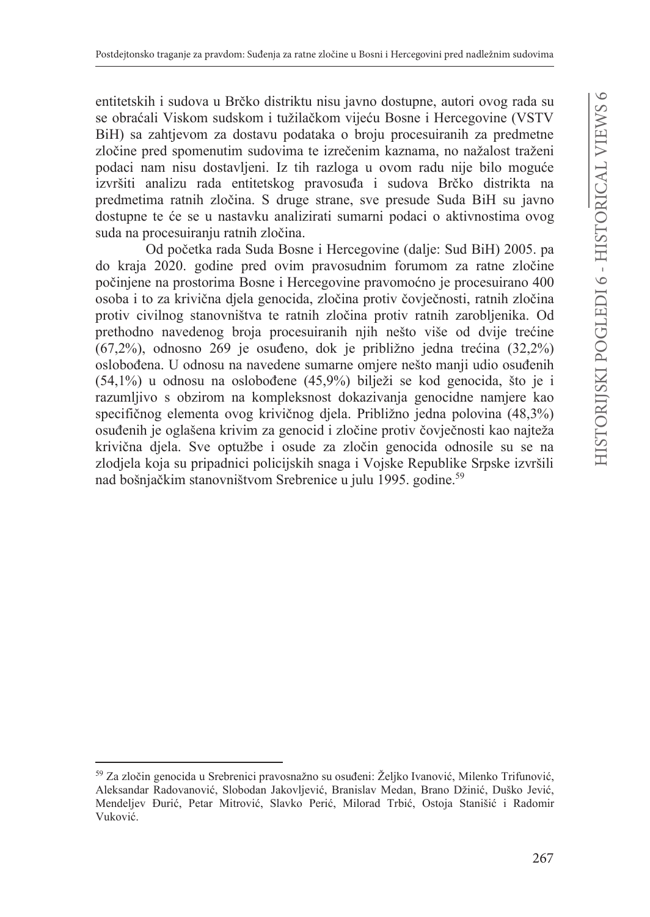entitetskih i sudova u Brčko distriktu nisu javno dostupne, autori ovog rada su se obraćali Viskom sudskom i tužilačkom vijeću Bosne i Hercegovine (VSTV BiH) sa zahtjevom za dostavu podataka o broju procesuiranih za predmetne zločine pred spomenutim sudovima te izrečenim kaznama, no nažalost traženi podaci nam nisu dostavljeni. Iz tih razloga u ovom radu nije bilo moguće izvršiti analizu rada entitetskog pravosuđa i sudova Brčko distrikta na predmetima ratnih zločina. S druge strane, sve presude Suda BiH su javno dostupne te će se u nastavku analizirati sumarni podaci o aktivnostima ovog suda na procesuiranju ratnih zločina.

Od početka rada Suda Bosne i Hercegovine (dalje: Sud BiH) 2005. pa do kraja 2020. godine pred ovim pravosudnim forumom za ratne zločine počinjene na prostorima Bosne i Hercegovine pravomoćno je procesuirano 400 osoba i to za krivična djela genocida, zločina protiv čovječnosti, ratnih zločina protiv civilnog stanovništva te ratnih zločina protiv ratnih zarobljenika. Od prethodno navedenog broja procesuiranih njih nešto više od dvije trećine (67,2%), odnosno 269 je osuđeno, dok je približno jedna trećina (32,2%) oslobođena. U odnosu na navedene sumarne omjere nešto manji udio osuđenih (54,1%) u odnosu na oslobođene (45,9%) bilježi se kod genocida, što je i razumljivo s obzirom na kompleksnost dokazivanja genocidne namjere kao specifičnog elementa ovog krivičnog djela. Približno jedna polovina (48,3%) osuđenih je oglašena krivim za genocid i zločine protiv čovječnosti kao najteža krivična djela. Sve optužbe i osude za zločin genocida odnosile su se na zlodjela koja su pripadnici policijskih snaga i Vojske Republike Srpske izvršili nad bošnjačkim stanovništvom Srebrenice u julu 1995. godine.[59]

---

[59] Za zločin genocida u Srebrenici pravosnažno su osuđeni: Željko Ivanović, Milenko Trifunović, Aleksandar Radovanović, Slobodan Jakovljević, Branislav Medan, Brano Džinić, Duško Jević, Mendeljev Đurić, Petar Mitrović, Slavko Perić, Milorad Trbić, Ostoja Stanišić i Radomir Vuković.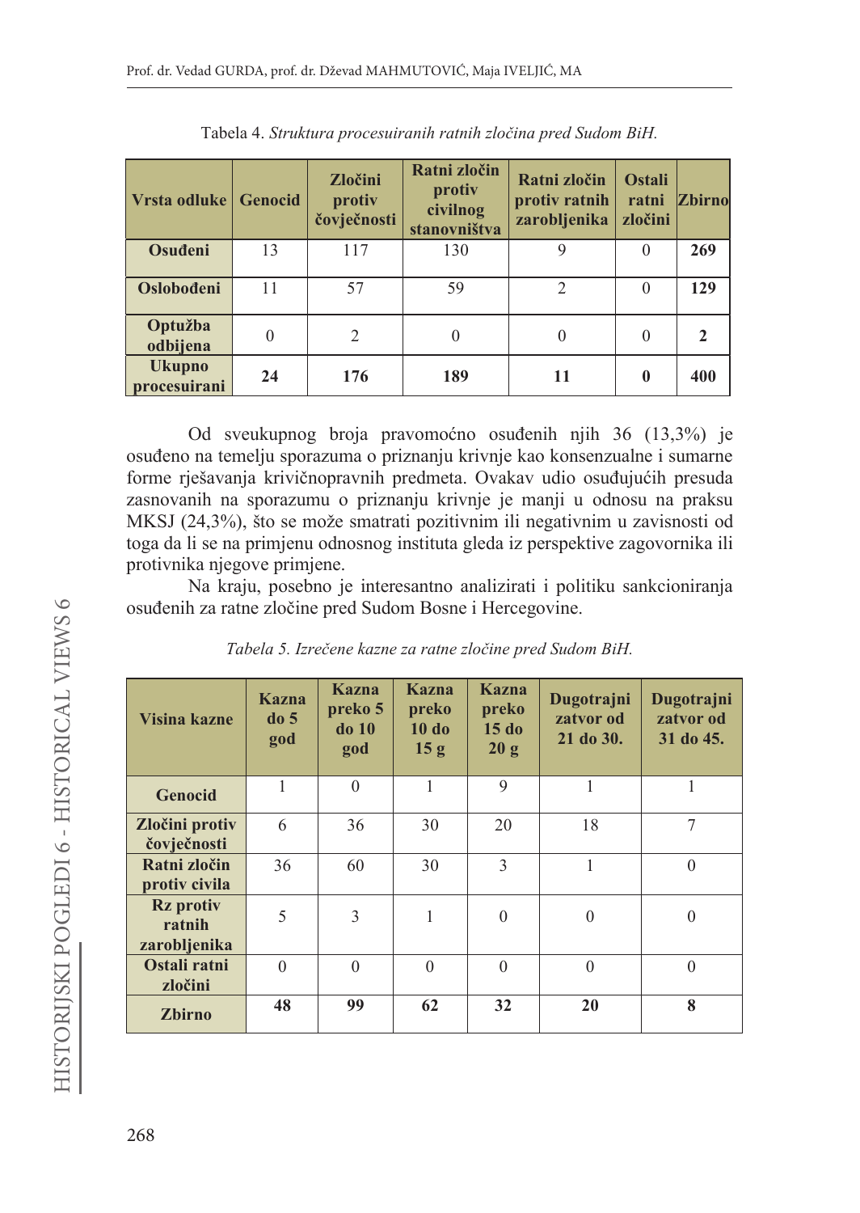Tabela 4. *Struktura procesuiranih ratnih zločina pred Sudom BiH.*

| Vrsta odluke | Genocid | Zločini protiv čovječnosti | Ratni zločin protiv civilnog stanovništva | Ratni zločin protiv ratnih zarobljenika | Ostali ratni zločini | Zbirno |
|---|---|---|---|---|---|---|
| **Osuđeni** | 13 | 117 | 130 | 9 | 0 | **269** |
| **Oslobođeni** | 11 | 57 | 59 | 2 | 0 | **129** |
| **Optužba odbijena** | 0 | 2 | 0 | 0 | 0 | **2** |
| **Ukupno procesuirani** | **24** | **176** | **189** | **11** | **0** | **400** |

Od sveukupnog broja pravomoćno osuđenih njih 36 (13,3%) je osuđeno na temelju sporazuma o priznanju krivnje kao konsenzualne i sumarne forme rješavanja krivičnopravnih predmeta. Ovakav udio osuđujućih presuda zasnovanih na sporazumu o priznanju krivnje je manji u odnosu na praksu MKSJ (24,3%), što se može smatrati pozitivnim ili negativnim u zavisnosti od toga da li se na primjenu odnosnog instituta gleda iz perspektive zagovornika ili protivnika njegove primjene.

Na kraju, posebno je interesantno analizirati i politiku sankcioniranja osuđenih za ratne zločine pred Sudom Bosne i Hercegovine.

*Tabela 5. Izrečene kazne za ratne zločine pred Sudom BiH.*

| Visina kazne | Kazna do 5 god | Kazna preko 5 do 10 god | Kazna preko 10 do 15 g | Kazna preko 15 do 20 g | Dugotrajni zatvor od 21 do 30. | Dugotrajni zatvor od 31 do 45. |
|---|---|---|---|---|---|---|
| **Genocid** | 1 | 0 | 1 | 9 | 1 | 1 |
| **Zločini protiv čovječnosti** | 6 | 36 | 30 | 20 | 18 | 7 |
| **Ratni zločin protiv civila** | 36 | 60 | 30 | 3 | 1 | 0 |
| **Rz protiv ratnih zarobljenika** | 5 | 3 | 1 | 0 | 0 | 0 |
| **Ostali ratni zločini** | 0 | 0 | 0 | 0 | 0 | 0 |
| **Zbirno** | **48** | **99** | **62** | **32** | **20** | **8** |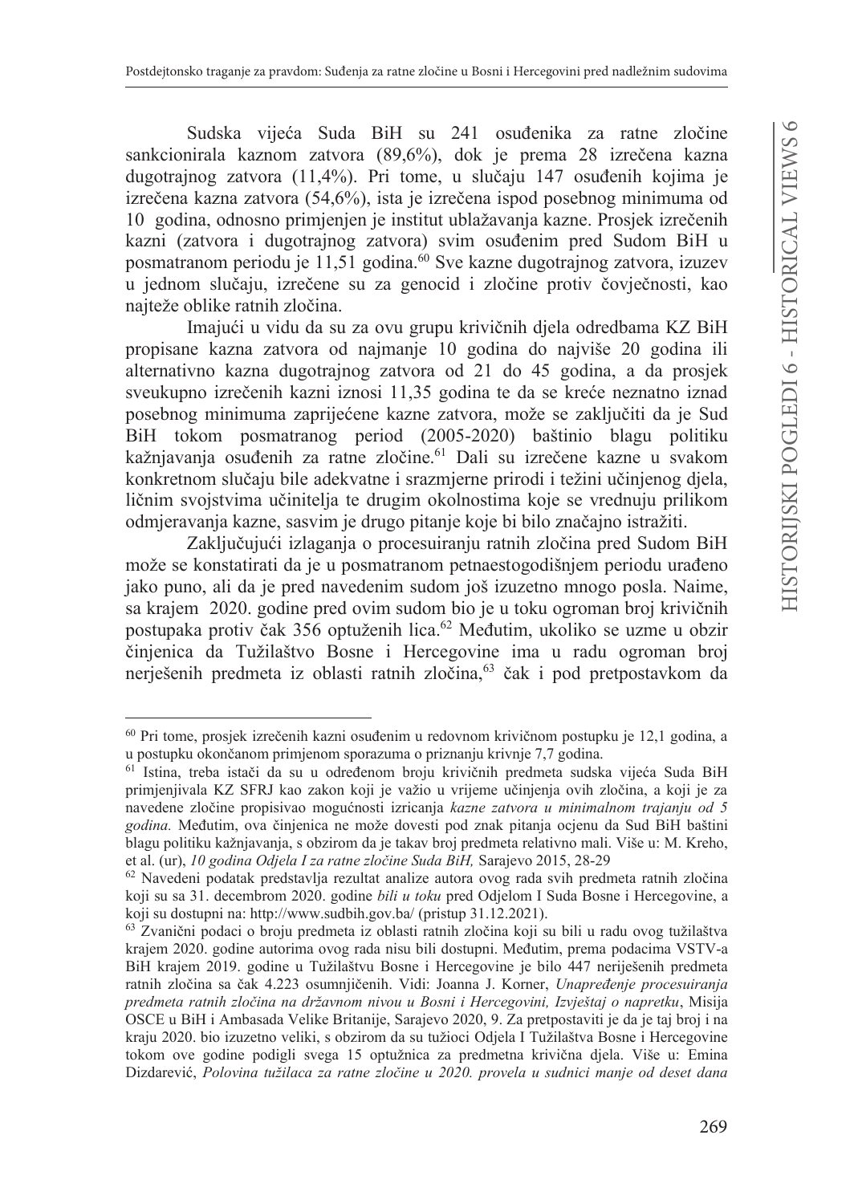Sudska vijeća Suda BiH su 241 osuđenika za ratne zločine sankcionirala kaznom zatvora (89,6%), dok je prema 28 izrečena kazna dugotrajnog zatvora (11,4%). Pri tome, u slučaju 147 osuđenih kojima je izrečena kazna zatvora (54,6%), ista je izrečena ispod posebnog minimuma od 10 godina, odnosno primjenjen je institut ublažavanja kazne. Prosjek izrečenih kazni (zatvora i dugotrajnog zatvora) svim osuđenim pred Sudom BiH u posmatranom periodu je 11,51 godina.[60] Sve kazne dugotrajnog zatvora, izuzev u jednom slučaju, izrečene su za genocid i zločine protiv čovječnosti, kao najteže oblike ratnih zločina.

Imajući u vidu da su za ovu grupu krivičnih djela odredbama KZ BiH propisane kazna zatvora od najmanje 10 godina do najviše 20 godina ili alternativno kazna dugotrajnog zatvora od 21 do 45 godina, a da prosjek sveukupno izrečenih kazni iznosi 11,35 godina te da se kreće neznatno iznad posebnog minimuma zaprijećene kazne zatvora, može se zaključiti da je Sud BiH tokom posmatranog period (2005-2020) baštinio blagu politiku kažnjavanja osuđenih za ratne zločine.[61] Dali su izrečene kazne u svakom konkretnom slučaju bile adekvatne i srazmjerne prirodi i težini učinjenog djela, ličnim svojstvima učinitelja te drugim okolnostima koje se vrednuju prilikom odmjeravanja kazne, sasvim je drugo pitanje koje bi bilo značajno istražiti.

Zaključujući izlaganja o procesuiranju ratnih zločina pred Sudom BiH može se konstatirati da je u posmatranom petnaestogodišnjem periodu urađeno jako puno, ali da je pred navedenim sudom još izuzetno mnogo posla. Naime, sa krajem 2020. godine pred ovim sudom bio je u toku ogroman broj krivičnih postupaka protiv čak 356 optuženih lica.[62] Međutim, ukoliko se uzme u obzir činjenica da Tužilaštvo Bosne i Hercegovine ima u radu ogroman broj neriješenih predmeta iz oblasti ratnih zločina,[63] čak i pod pretpostavkom da

---

[60] Pri tome, prosjek izrečenih kazni osuđenim u redovnom krivičnom postupku je 12,1 godina, a u postupku okončanom primjenom sporazuma o priznanju krivnje 7,7 godina.

[61] Istina, treba istači da su u određenom broju krivičnih predmeta sudska vijeća Suda BiH primjenjivala KZ SFRJ kao zakon koji je važio u vrijeme učinjenja ovih zločina, a koji je za navedene zločine propisivao mogućnosti izricanja *kazne zatvora u minimalnom trajanju od 5 godina.* Međutim, ova činjenica ne može dovesti pod znak pitanja ocjenu da Sud BiH baštini blagu politiku kažnjavanja, s obzirom da je takav broj predmeta relativno mali. Više u: M. Kreho, et al. (ur), *10 godina Odjela I za ratne zločine Suda BiH,* Sarajevo 2015, 28-29

[62] Navedeni podatak predstavlja rezultat analize autora ovog rada svih predmeta ratnih zločina koji su sa 31. decembrom 2020. godine *bili u toku* pred Odjelom I Suda Bosne i Hercegovine, a koji su dostupni na: http://www.sudbih.gov.ba/ (pristup 31.12.2021).

[63] Zvanični podaci o broju predmeta iz oblasti ratnih zločina koji su bili u radu ovog tužilaštva krajem 2020. godine autorima ovog rada nisu bili dostupni. Međutim, prema podacima VSTV-a BiH krajem 2019. godine u Tužilaštvu Bosne i Hercegovine je bilo 447 neriješenih predmeta ratnih zločina sa čak 4.223 osumnjičenih. Vidi: Joanna J. Korner, *Unapređenje procesuiranja predmeta ratnih zločina na državnom nivou u Bosni i Hercegovini, Izvještaj o napretku*, Misija OSCE u BiH i Ambasada Velike Britanije, Sarajevo 2020, 9. Za pretpostaviti je da je taj broj i na kraju 2020. bio izuzetno veliki, s obzirom da su tužioci Odjela I Tužilaštva Bosne i Hercegovine tokom ove godine podigli svega 15 optužnica za predmetna krivična djela. Više u: Emina Dizdarević, *Polovina tužilaca za ratne zločine u 2020. provela u sudnici manje od deset dana*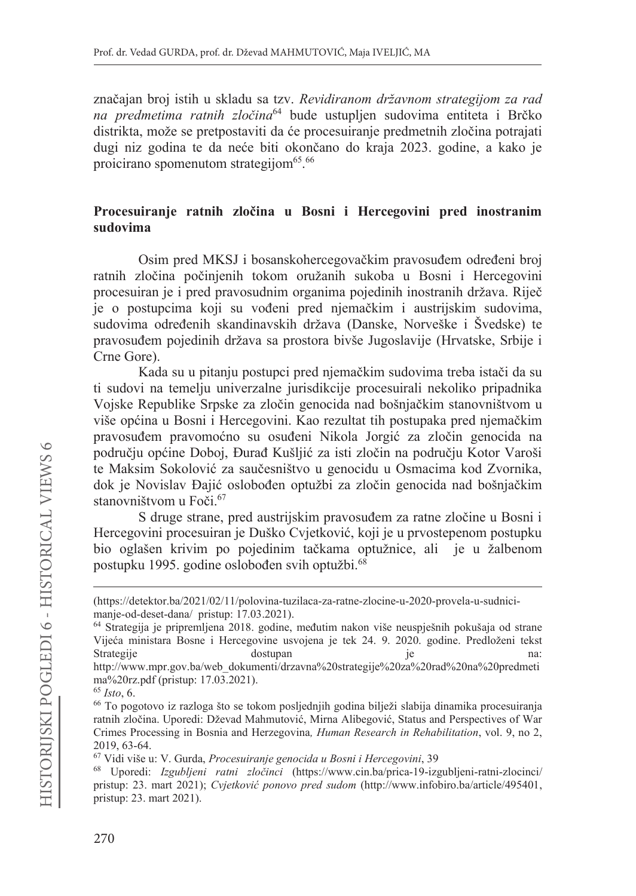značajan broj istih u skladu sa tzv. *Revidiranom državnom strategijom za rad na predmetima ratnih zločina*[64] bude ustupljen sudovima entiteta i Brčko distrikta, može se pretpostaviti da će procesuiranje predmetnih zločina potrajati dugi niz godina te da neće biti okončano do kraja 2023. godine, a kako je proicirano spomenutom strategijom[65].[66]

## Procesuiranje ratnih zločina u Bosni i Hercegovini pred inostranim sudovima

Osim pred MKSJ i bosanskohercegovačkim pravosuđem određeni broj ratnih zločina počinjenih tokom oružanih sukoba u Bosni i Hercegovini procesuiran je i pred pravosudnim organima pojedinih inostranih država. Riječ je o postupcima koji su vođeni pred njemačkim i austrijskim sudovima, sudovima određenih skandinavskih država (Danske, Norveške i Švedske) te pravosuđem pojedinih država sa prostora bivše Jugoslavije (Hrvatske, Srbije i Crne Gore).

Kada su u pitanju postupci pred njemačkim sudovima treba istači da su ti sudovi na temelju univerzalne jurisdikcije procesuirali nekoliko pripadnika Vojske Republike Srpske za zločin genocida nad bošnjačkim stanovništvom u više općina u Bosni i Hercegovini. Kao rezultat tih postupaka pred njemačkim pravosuđem pravomoćno su osuđeni Nikola Jorgić za zločin genocida na području općine Doboj, Đurađ Kušljić za isti zločin na području Kotor Varoši te Maksim Sokolović za saučesništvo u genocidu u Osmacima kod Zvornika, dok je Novislav Đajić oslobođen optužbi za zločin genocida nad bošnjačkim stanovništvom u Foči.[67]

S druge strane, pred austrijskim pravosuđem za ratne zločine u Bosni i Hercegovini procesuiran je Duško Cvjetković, koji je u prvostepenom postupku bio oglašen krivim po pojedinim tačkama optužnice, ali je u žalbenom postupku 1995. godine oslobođen svih optužbi.[68]

---

(https://detektor.ba/2021/02/11/polovina-tuzilaca-za-ratne-zlocine-u-2020-provela-u-sudnici-manje-od-deset-dana/ pristup: 17.03.2021).

[64] Strategija je pripremljena 2018. godine, međutim nakon više neuspješnih pokušaja od strane Vijeća ministara Bosne i Hercegovine usvojena je tek 24. 9. 2020. godine. Predloženi tekst Strategije dostupan je na: http://www.mpr.gov.ba/web_dokumenti/drzavna%20strategije%20za%20rad%20na%20predmetima%20rz.pdf (pristup: 17.03.2021).

[65] *Isto*, 6.

[66] To pogotovo iz razloga što se tokom posljednjih godina bilježi slabija dinamika procesuiranja ratnih zločina. Uporedi: Dževad Mahmutović, Mirna Alibegović, Status and Perspectives of War Crimes Processing in Bosnia and Herzegovina*, Human Research in Rehabilitation*, vol. 9, no 2, 2019, 63-64.

[67] Vidi više u: V. Gurda, *Procesuiranje genocida u Bosni i Hercegovini*, 39

[68] Uporedi: *Izgubljeni ratni zločinci* (https://www.cin.ba/prica-19-izgubljeni-ratni-zlocinci/ pristup: 23. mart 2021); *Cvjetković ponovo pred sudom* (http://www.infobiro.ba/article/495401, pristup: 23. mart 2021).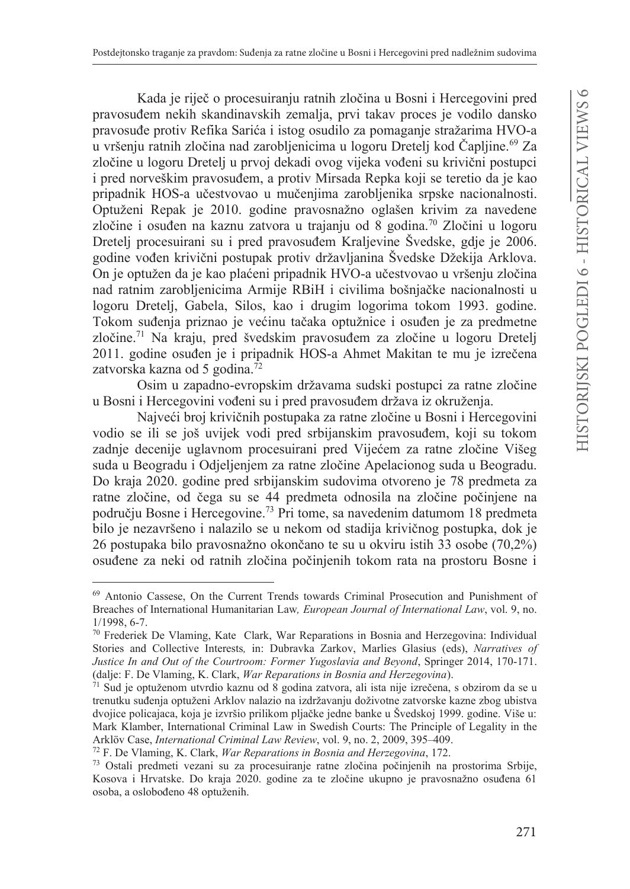Kada je riječ o procesuiranju ratnih zločina u Bosni i Hercegovini pred pravosuđem nekih skandinavskih zemalja, prvi takav proces je vodilo dansko pravosuđe protiv Refika Sarića i istog osudilo za pomaganje stražarima HVO-a u vršenju ratnih zločina nad zarobljenicima u logoru Dretelj kod Čapljine.[69] Za zločine u logoru Dretelj u prvoj dekadi ovog vijeka vođeni su krivični postupci i pred norveškim pravosuđem, a protiv Mirsada Repka koji se teretio da je kao pripadnik HOS-a učestvovao u mučenjima zarobljenika srpske nacionalnosti. Optuženi Repak je 2010. godine pravosnažno oglašen krivim za navedene zločine i osuđen na kaznu zatvora u trajanju od 8 godina.[70] Zločini u logoru Dretelj procesuirani su i pred pravosuđem Kraljevine Švedske, gdje je 2006. godine vođen krivični postupak protiv državljanina Švedske Džekija Arklova. On je optužen da je kao plaćeni pripadnik HVO-a učestvovao u vršenju zločina nad ratnim zarobljenicima Armije RBiH i civilima bošnjačke nacionalnosti u logoru Dretelj, Gabela, Silos, kao i drugim logorima tokom 1993. godine. Tokom suđenja priznao je većinu tačaka optužnice i osuđen je za predmetne zločine.[71] Na kraju, pred švedskim pravosuđem za zločine u logoru Dretelj 2011. godine osuđen je i pripadnik HOS-a Ahmet Makitan te mu je izrečena zatvorska kazna od 5 godina.[72]

Osim u zapadno-evropskim državama sudski postupci za ratne zločine u Bosni i Hercegovini vođeni su i pred pravosuđem država iz okruženja.

Najveći broj krivičnih postupaka za ratne zločine u Bosni i Hercegovini vodio se ili se još uvijek vodi pred srbijanskim pravosuđem, koji su tokom zadnje decenije uglavnom procesuirani pred Vijećem za ratne zločine Višeg suda u Beogradu i Odjeljenjem za ratne zločine Apelacionog suda u Beogradu. Do kraja 2020. godine pred srbijanskim sudovima otvoreno je 78 predmeta za ratne zločine, od čega su se 44 predmeta odnosila na zločine počinjene na području Bosne i Hercegovine.[73] Pri tome, sa navedenim datumom 18 predmeta bilo je nezavršeno i nalazilo se u nekom od stadija krivičnog postupka, dok je 26 postupaka bilo pravosnažno okončano te su u okviru istih 33 osobe (70,2%) osuđene za neki od ratnih zločina počinjenih tokom rata na prostoru Bosne i

---

[69] Antonio Cassese, On the Current Trends towards Criminal Prosecution and Punishment of Breaches of International Humanitarian Law*, European Journal of International Law*, vol. 9, no. 1/1998, 6-7.

[70] Frederiek De Vlaming, Kate Clark, War Reparations in Bosnia and Herzegovina: Individual Stories and Collective Interests*,* in: Dubravka Zarkov, Marlies Glasius (eds), *Narratives of Justice In and Out of the Courtroom: Former Yugoslavia and Beyond*, Springer 2014, 170-171. (dalje: F. De Vlaming, K. Clark, *War Reparations in Bosnia and Herzegovina*).

[71] Sud je optuženom utvrdio kaznu od 8 godina zatvora, ali ista nije izrečena, s obzirom da se u trenutku suđenja optuženi Arklov nalazio na izdržavanju doživotne zatvorske kazne zbog ubistva dvojice policajaca, koja je izvršio prilikom pljačke jedne banke u Švedskoj 1999. godine. Više u: Mark Klamber, International Criminal Law in Swedish Courts: The Principle of Legality in the Arklöv Case, *International Criminal Law Review*, vol. 9, no. 2, 2009, 395–409.

[72] F. De Vlaming, K. Clark, *War Reparations in Bosnia and Herzegovina*, 172.

[73] Ostali predmeti vezani su za procesuiranje ratne zločina počinjenih na prostorima Srbije, Kosova i Hrvatske. Do kraja 2020. godine za te zločine ukupno je pravosnažno osuđena 61 osoba, a oslobođeno 48 optuženih.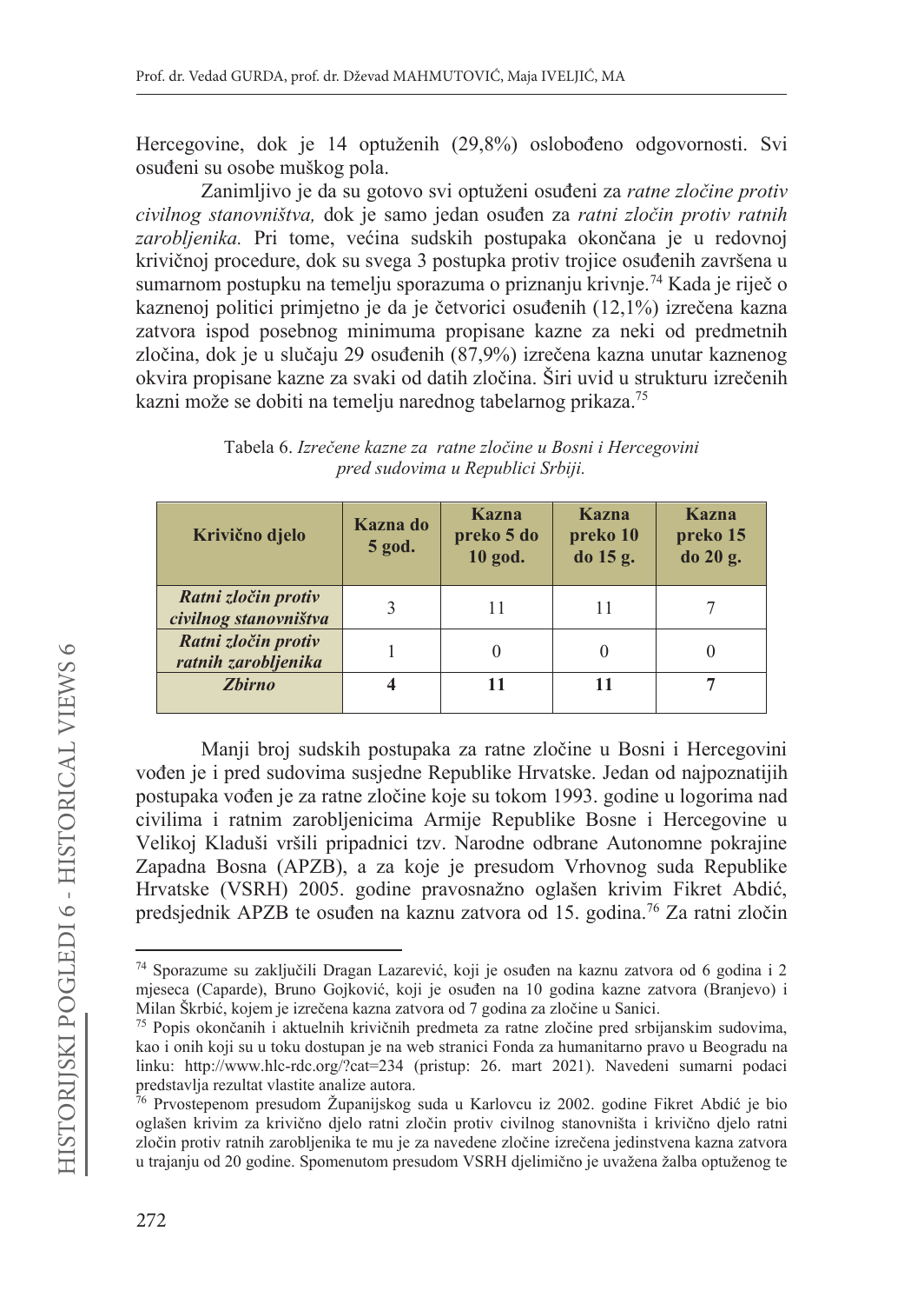Hercegovine, dok je 14 optuženih (29,8%) oslobođeno odgovornosti. Svi osuđeni su osobe muškog pola.

Zanimljivo je da su gotovo svi optuženi osuđeni za *ratne zločine protiv civilnog stanovništva,* dok je samo jedan osuđen za *ratni zločin protiv ratnih zarobljenika.* Pri tome, većina sudskih postupaka okončana je u redovnoj krivičnoj procedure, dok su svega 3 postupka protiv trojice osuđenih završena u sumarnom postupku na temelju sporazuma o priznanju krivnje.[74] Kada je riječ o kaznenoj politici primjetno je da je četvorici osuđenih (12,1%) izrečena kazna zatvora ispod posebnog minimuma propisane kazne za neki od predmetnih zločina, dok je u slučaju 29 osuđenih (87,9%) izrečena kazna unutar kaznenog okvira propisane kazne za svaki od datih zločina. Širi uvid u strukturu izrečenih kazni može se dobiti na temelju narednog tabelarnog prikaza.[75]

Tabela 6. *Izrečene kazne za ratne zločine u Bosni i Hercegovini pred sudovima u Republici Srbiji.*

| Krivično djelo | Kazna do 5 god. | Kazna preko 5 do 10 god. | Kazna preko 10 do 15 g. | Kazna preko 15 do 20 g. |
|---|---|---|---|---|
| ***Ratni zločin protiv civilnog stanovništva*** | 3 | 11 | 11 | 7 |
| ***Ratni zločin protiv ratnih zarobljenika*** | 1 | 0 | 0 | 0 |
| ***Zbirno*** | **4** | **11** | **11** | **7** |

Manji broj sudskih postupaka za ratne zločine u Bosni i Hercegovini vođen je i pred sudovima susjedne Republike Hrvatske. Jedan od najpoznatijih postupaka vođen je za ratne zločine koje su tokom 1993. godine u logorima nad civilima i ratnim zarobljenicima Armije Republike Bosne i Hercegovine u Velikoj Kladuši vršili pripadnici tzv. Narodne odbrane Autonomne pokrajine Zapadna Bosna (APZB), a za koje je presudom Vrhovnog suda Republike Hrvatske (VSRH) 2005. godine pravosnažno oglašen krivim Fikret Abdić, predsjednik APZB te osuđen na kaznu zatvora od 15. godina.[76] Za ratni zločin

---

[74] Sporazume su zaključili Dragan Lazarević, koji je osuđen na kaznu zatvora od 6 godina i 2 mjeseca (Caparde), Bruno Gojković, koji je osuđen na 10 godina kazne zatvora (Branjevo) i Milan Škrbić, kojem je izrečena kazna zatvora od 7 godina za zločine u Sanici.

[75] Popis okončanih i aktuelnih krivičnih predmeta za ratne zločine pred srbijanskim sudovima, kao i onih koji su u toku dostupan je na web stranici Fonda za humanitarno pravo u Beogradu na linku: http://www.hlc-rdc.org/?cat=234 (pristup: 26. mart 2021). Navedeni sumarni podaci predstavlja rezultat vlastite analize autora.

[76] Prvostepenom presudom Županijskog suda u Karlovcu iz 2002. godine Fikret Abdić je bio oglašen krivim za krivično djelo ratni zločin protiv civilnog stanovništa i krivično djelo ratni zločin protiv ratnih zarobljenika te mu je za navedene zločine izrečena jedinstvena kazna zatvora u trajanju od 20 godine. Spomenutom presudom VSRH djelimično je uvažena žalba optuženog te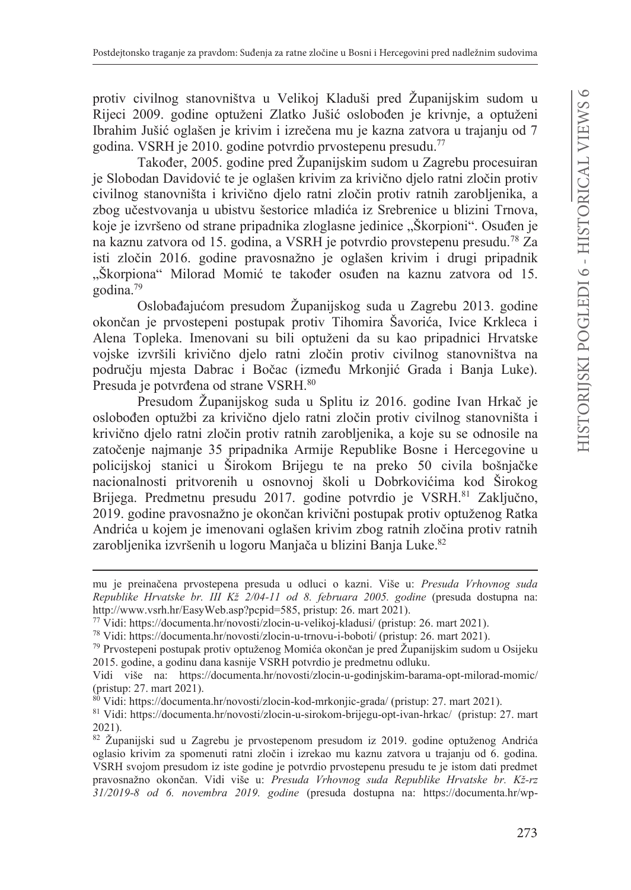protiv civilnog stanovništva u Velikoj Kladuši pred Županijskim sudom u Rijeci 2009. godine optuženi Zlatko Jušić oslobođen je krivnje, a optuženi Ibrahim Jušić oglašen je krivim i izrečena mu je kazna zatvora u trajanju od 7 godina. VSRH je 2010. godine potvrdio prvostepenu presudu.[77]

Također, 2005. godine pred Županijskim sudom u Zagrebu procesuiran je Slobodan Davidović te je oglašen krivim za krivično djelo ratni zločin protiv civilnog stanovništa i krivično djelo ratni zločin protiv ratnih zarobljenika, a zbog učestvovanja u ubistvu šestorice mladića iz Srebrenice u blizini Trnova, koje je izvršeno od strane pripadnika zloglasne jedinice „Škorpioni". Osuđen je na kaznu zatvora od 15. godina, a VSRH je potvrdio provstepenu presudu.[78] Za isti zločin 2016. godine pravosnažno je oglašen krivim i drugi pripadnik „Škorpiona" Milorad Momić te također osuđen na kaznu zatvora od 15. godina.[79]

Oslobađajućom presudom Županijskog suda u Zagrebu 2013. godine okončan je prvostepeni postupak protiv Tihomira Šavorića, Ivice Krkleca i Alena Topleka. Imenovani su bili optuženi da su kao pripadnici Hrvatske vojske izvršili krivično djelo ratni zločin protiv civilnog stanovništva na području mjesta Dabrac i Bočac (između Mrkonjić Grada i Banja Luke). Presuda je potvrđena od strane VSRH.[80]

Presudom Županijskog suda u Splitu iz 2016. godine Ivan Hrkač je oslobođen optužbi za krivično djelo ratni zločin protiv civilnog stanovništa i krivično djelo ratni zločin protiv ratnih zarobljenika, a koje su se odnosile na zatočenje najmanje 35 pripadnika Armije Republike Bosne i Hercegovine u policijskoj stanici u Širokom Brijegu te na preko 50 civila bošnjačke nacionalnosti pritvorenih u osnovnoj školi u Dobrkovićima kod Širokog Brijega. Predmetnu presudu 2017. godine potvrdio je VSRH.[81] Zaključno, 2019. godine pravosnažno je okončan krivični postupak protiv optuženog Ratka Andrića u kojem je imenovani oglašen krivim zbog ratnih zločina protiv ratnih zarobljenika izvršenih u logoru Manjača u blizini Banja Luke.[82]

---

mu je preinačena prvostepena presuda u odluci o kazni. Više u: *Presuda Vrhovnog suda Republike Hrvatske br. III Kž 2/04-11 od 8. februara 2005. godine* (presuda dostupna na: http://www.vsrh.hr/EasyWeb.asp?pcpid=585, pristup: 26. mart 2021).

[77] Vidi: https://documenta.hr/novosti/zlocin-u-velikoj-kladusi/ (pristup: 26. mart 2021).

[78] Vidi: https://documenta.hr/novosti/zlocin-u-trnovu-i-boboti/ (pristup: 26. mart 2021).

[79] Prvostepeni postupak protiv optuženog Momića okončan je pred Županijskim sudom u Osijeku 2015. godine, a godinu dana kasnije VSRH potvrdio je predmetnu odluku. Vidi više na: https://documenta.hr/novosti/zlocin-u-godinjskim-barama-opt-milorad-momic/ (pristup: 27. mart 2021).

[80] Vidi: https://documenta.hr/novosti/zlocin-kod-mrkonjic-grada/ (pristup: 27. mart 2021).

[81] Vidi: https://documenta.hr/novosti/zlocin-u-sirokom-brijegu-opt-ivan-hrkac/ (pristup: 27. mart 2021).

[82] Županijski sud u Zagrebu je prvostepenom presudom iz 2019. godine optuženog Andrića oglasio krivim za spomenuti ratni zločin i izrekao mu kaznu zatvora u trajanju od 6. godina. VSRH svojom presudom iz iste godine je potvrdio prvostepenu presudu te je istom dati predmet pravosnažno okončan. Vidi više u: *Presuda Vrhovnog suda Republike Hrvatske br. Kž-rz 31/2019-8 od 6. novembra 2019. godine* (presuda dostupna na: https://documenta.hr/wp-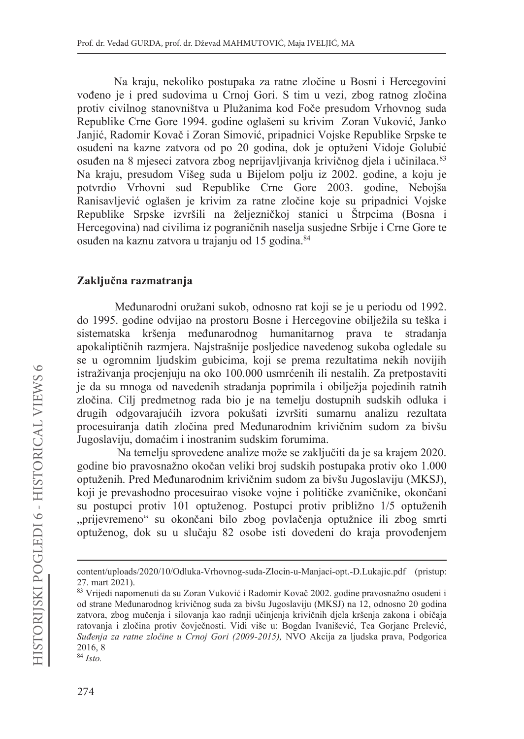Na kraju, nekoliko postupaka za ratne zločine u Bosni i Hercegovini vođeno je i pred sudovima u Crnoj Gori. S tim u vezi, zbog ratnog zločina protiv civilnog stanovništva u Plužanima kod Foče presudom Vrhovnog suda Republike Crne Gore 1994. godine oglašeni su krivim Zoran Vuković, Janko Janjić, Radomir Kovač i Zoran Simović, pripadnici Vojske Republike Srpske te osuđeni na kazne zatvora od po 20 godina, dok je optuženi Vidoje Golubić osuđen na 8 mjeseci zatvora zbog neprijavljivanja krivičnog djela i učinilaca.[83] Na kraju, presudom Višeg suda u Bijelom polju iz 2002. godine, a koju je potvrdio Vrhovni sud Republike Crne Gore 2003. godine, Nebojša Ranisavljević oglašen je krivim za ratne zločine koje su pripadnici Vojske Republike Srpske izvršili na željezničkoj stanici u Štrpcima (Bosna i Hercegovina) nad civilima iz pograničnih naselja susjedne Srbije i Crne Gore te osuđen na kaznu zatvora u trajanju od 15 godina.[84]

## Zaključna razmatranja

Međunarodni oružani sukob, odnosno rat koji se je u periodu od 1992. do 1995. godine odvijao na prostoru Bosne i Hercegovine obilježila su teška i sistematska kršenja međunarodnog humanitarnog prava te stradanja apokaliptičnih razmjera. Najstrašnije posljedice navedenog sukoba ogledale su se u ogromnim ljudskim gubicima, koji se prema rezultatima nekih novijih istraživanja procjenjuju na oko 100.000 usmrćenih ili nestalih. Za pretpostaviti je da su mnoga od navedenih stradanja poprimila i obilježja pojedinih ratnih zločina. Cilj predmetnog rada bio je na temelju dostupnih sudskih odluka i drugih odgovarajućih izvora pokušati izvršiti sumarnu analizu rezultata procesuiranja datih zločina pred Međunarodnim krivičnim sudom za bivšu Jugoslaviju, domaćim i inostranim sudskim forumima.

Na temelju sprovedene analize može se zaključiti da je sa krajem 2020. godine bio pravosnažno okočan veliki broj sudskih postupaka protiv oko 1.000 optuženih. Pred Međunarodnim krivičnim sudom za bivšu Jugoslaviju (MKSJ), koji je prevashodno procesuirao visoke vojne i političke zvaničnike, okončani su postupci protiv 101 optuženog. Postupci protiv približno 1/5 optuženih „prijevremeno“ su okončani bilo zbog povlačenja optužnice ili zbog smrti optuženog, dok su u slučaju 82 osobe isti dovedeni do kraja provođenjem

---

content/uploads/2020/10/Odluka-Vrhovnog-suda-Zlocin-u-Manjaci-opt.-D.Lukajic.pdf (pristup: 27. mart 2021).

[83] Vrijedi napomenuti da su Zoran Vuković i Radomir Kovač 2002. godine pravosnažno osuđeni i od strane Međunarodnog krivičnog suda za bivšu Jugoslaviju (MKSJ) na 12, odnosno 20 godina zatvora, zbog mučenja i silovanja kao radnji učinjenja krivičnih djela kršenja zakona i običaja ratovanja i zločina protiv čovječnosti. Vidi više u: Bogdan Ivanišević, Tea Gorjanc Prelević, *Suđenja za ratne zločine u Crnoj Gori (2009-2015),* NVO Akcija za ljudska prava, Podgorica 2016, 8

[84] *Isto.*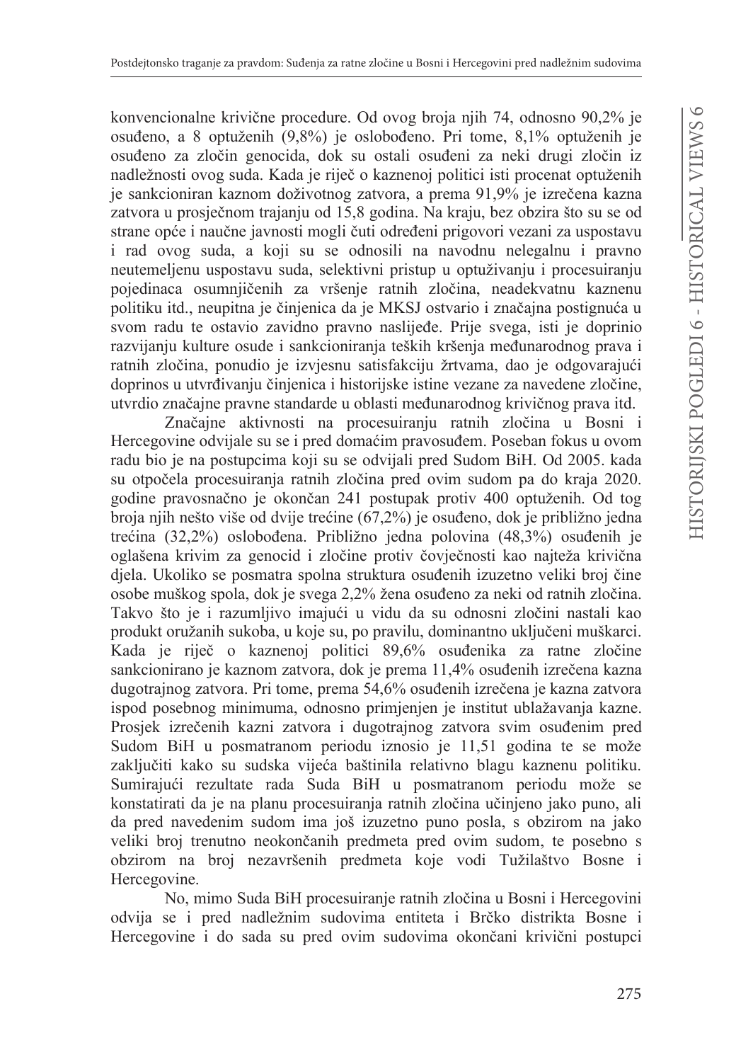konvencionalne krivične procedure. Od ovog broja njih 74, odnosno 90,2% je osuđeno, a 8 optuženih (9,8%) je oslobođeno. Pri tome, 8,1% optuženih je osuđeno za zločin genocida, dok su ostali osuđeni za neki drugi zločin iz nadležnosti ovog suda. Kada je riječ o kaznenoj politici isti procenat optuženih je sankcioniran kaznom doživotnog zatvora, a prema 91,9% je izrečena kazna zatvora u prosječnom trajanju od 15,8 godina. Na kraju, bez obzira što su se od strane opće i naučne javnosti mogli čuti određeni prigovori vezani za uspostavu i rad ovog suda, a koji su se odnosili na navodnu nelegalnu i pravno neutemeljenu uspostavu suda, selektivni pristup u optuživanju i procesuiranju pojedinaca osumnjičenih za vršenje ratnih zločina, neadekvatnu kaznenu politiku itd., neupitna je činjenica da je MKSJ ostvario i značajna postignuća u svom radu te ostavio zavidno pravno naslijeđe. Prije svega, isti je doprinio razvijanju kulture osude i sankcioniranja teških kršenja međunarodnog prava i ratnih zločina, ponudio je izvjesnu satisfakciju žrtvama, dao je odgovarajući doprinos u utvrđivanju činjenica i historijske istine vezane za navedene zločine, utvrdio značajne pravne standarde u oblasti međunarodnog krivičnog prava itd.

Značajne aktivnosti na procesuiranju ratnih zločina u Bosni i Hercegovine odvijale su se i pred domaćim pravosuđem. Poseban fokus u ovom radu bio je na postupcima koji su se odvijali pred Sudom BiH. Od 2005. kada su otpočela procesuiranja ratnih zločina pred ovim sudom pa do kraja 2020. godine pravosnačno je okončan 241 postupak protiv 400 optuženih. Od tog broja njih nešto više od dvije trećine (67,2%) je osuđeno, dok je približno jedna trećina (32,2%) oslobođena. Približno jedna polovina (48,3%) osuđenih je oglašena krivim za genocid i zločine protiv čovječnosti kao najteža krivična djela. Ukoliko se posmatra spolna struktura osuđenih izuzetno veliki broj čine osobe muškog spola, dok je svega 2,2% žena osuđeno za neki od ratnih zločina. Takvo što je i razumljivo imajući u vidu da su odnosni zločini nastali kao produkt oružanih sukoba, u koje su, po pravilu, dominantno uključeni muškarci. Kada je riječ o kaznenoj politici 89,6% osuđenika za ratne zločine sankcionirano je kaznom zatvora, dok je prema 11,4% osuđenih izrečena kazna dugotrajnog zatvora. Pri tome, prema 54,6% osuđenih izrečena je kazna zatvora ispod posebnog minimuma, odnosno primjenjen je institut ublažavanja kazne. Prosjek izrečenih kazni zatvora i dugotrajnog zatvora svim osuđenim pred Sudom BiH u posmatranom periodu iznosio je 11,51 godina te se može zaključiti kako su sudska vijeća baštinila relativno blagu kaznenu politiku. Sumirajući rezultate rada Suda BiH u posmatranom periodu može se konstatirati da je na planu procesuiranja ratnih zločina učinjeno jako puno, ali da pred navedenim sudom ima još izuzetno puno posla, s obzirom na jako veliki broj trenutno neokončanih predmeta pred ovim sudom, te posebno s obzirom na broj nezavršenih predmeta koje vodi Tužilaštvo Bosne i Hercegovine.

No, mimo Suda BiH procesuiranje ratnih zločina u Bosni i Hercegovini odvija se i pred nadležnim sudovima entiteta i Brčko distrikta Bosne i Hercegovine i do sada su pred ovim sudovima okončani krivični postupci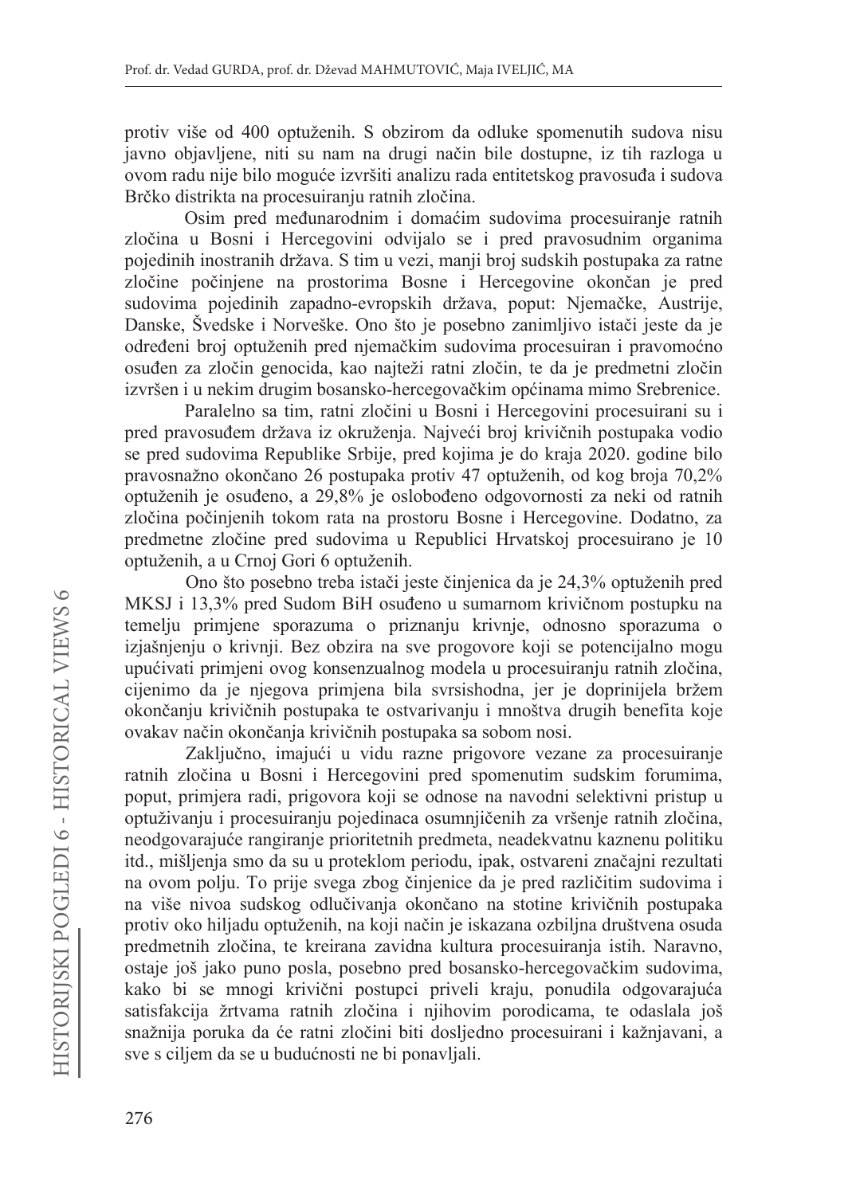protiv više od 400 optuženih. S obzirom da odluke spomenutih sudova nisu javno objavljene, niti su nam na drugi način bile dostupne, iz tih razloga u ovom radu nije bilo moguće izvršiti analizu rada entitetskog pravosuđa i sudova Brčko distrikta na procesuiranju ratnih zločina.

Osim pred međunarodnim i domaćim sudovima procesuiranje ratnih zločina u Bosni i Hercegovini odvijalo se i pred pravosudnim organima pojedinih inostranih država. S tim u vezi, manji broj sudskih postupaka za ratne zločine počinjene na prostorima Bosne i Hercegovine okončan je pred sudovima pojedinih zapadno-evropskih država, poput: Njemačke, Austrije, Danske, Švedske i Norveške. Ono što je posebno zanimljivo istači jeste da je određeni broj optuženih pred njemačkim sudovima procesuiran i pravomoćno osuđen za zločin genocida, kao najteži ratni zločin, te da je predmetni zločin izvršen i u nekim drugim bosansko-hercegovačkim općinama mimo Srebrenice.

Paralelno sa tim, ratni zločini u Bosni i Hercegovini procesuirani su i pred pravosuđem država iz okruženja. Najveći broj krivičnih postupaka vodio se pred sudovima Republike Srbije, pred kojima je do kraja 2020. godine bilo pravosnažno okončano 26 postupaka protiv 47 optuženih, od kog broja 70,2% optuženih je osuđeno, a 29,8% je oslobođeno odgovornosti za neki od ratnih zločina počinjenih tokom rata na prostoru Bosne i Hercegovine. Dodatno, za predmetne zločine pred sudovima u Republici Hrvatskoj procesuirano je 10 optuženih, a u Crnoj Gori 6 optuženih.

Ono što posebno treba istači jeste činjenica da je 24,3% optuženih pred MKSJ i 13,3% pred Sudom BiH osuđeno u sumarnom krivičnom postupku na temelju primjene sporazuma o priznanju krivnje, odnosno sporazuma o izjašnjenju o krivnji. Bez obzira na sve progovore koji se potencijalno mogu upućivati primjeni ovog konsenzualnog modela u procesuiranju ratnih zločina, cijenimo da je njegova primjena bila svrsishodna, jer je doprinijela bržem okončanju krivičnih postupaka te ostvarivanju i mnoštva drugih benefita koje ovakav način okončanja krivičnih postupaka sa sobom nosi.

Zaključno, imajući u vidu razne prigovore vezane za procesuiranje ratnih zločina u Bosni i Hercegovini pred spomenutim sudskim forumima, poput, primjera radi, prigovora koji se odnose na navodni selektivni pristup u optuživanju i procesuiranju pojedinaca osumnjičenih za vršenje ratnih zločina, neodgovarajuće rangiranje prioritetnih predmeta, neadekvatnu kaznenu politiku itd., mišljenja smo da su u proteklom periodu, ipak, ostvareni značajni rezultati na ovom polju. To prije svega zbog činjenice da je pred različitim sudovima i na više nivoa sudskog odlučivanja okončano na stotine krivičnih postupaka protiv oko hiljadu optuženih, na koji način je iskazana ozbiljna društvena osuda predmetnih zločina, te kreirana zavidna kultura procesuiranja istih. Naravno, ostaje još jako puno posla, posebno pred bosansko-hercegovačkim sudovima, kako bi se mnogi krivični postupci priveli kraju, ponudila odgovarajuća satisfakcija žrtvama ratnih zločina i njihovim porodicama, te odaslala još snažnija poruka da će ratni zločini biti dosljedno procesuirani i kažnjavani, a sve s ciljem da se u budućnosti ne bi ponavljali.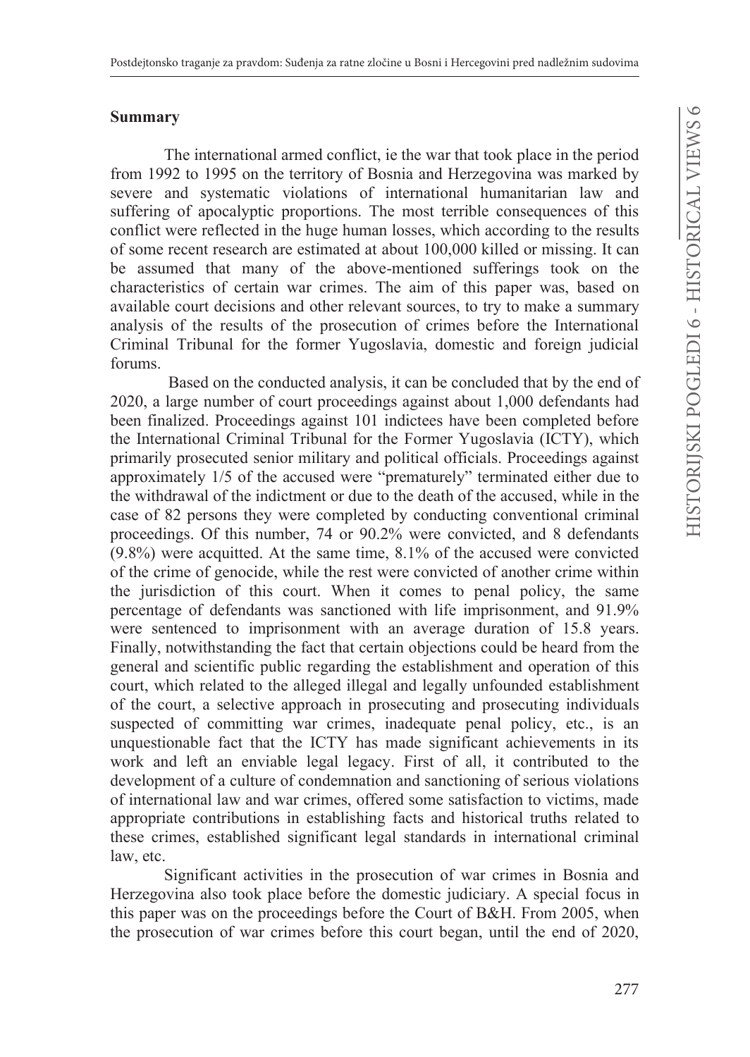## Summary

The international armed conflict, ie the war that took place in the period from 1992 to 1995 on the territory of Bosnia and Herzegovina was marked by severe and systematic violations of international humanitarian law and suffering of apocalyptic proportions. The most terrible consequences of this conflict were reflected in the huge human losses, which according to the results of some recent research are estimated at about 100,000 killed or missing. It can be assumed that many of the above-mentioned sufferings took on the characteristics of certain war crimes. The aim of this paper was, based on available court decisions and other relevant sources, to try to make a summary analysis of the results of the prosecution of crimes before the International Criminal Tribunal for the former Yugoslavia, domestic and foreign judicial forums.

Based on the conducted analysis, it can be concluded that by the end of 2020, a large number of court proceedings against about 1,000 defendants had been finalized. Proceedings against 101 indictees have been completed before the International Criminal Tribunal for the Former Yugoslavia (ICTY), which primarily prosecuted senior military and political officials. Proceedings against approximately 1/5 of the accused were "prematurely" terminated either due to the withdrawal of the indictment or due to the death of the accused, while in the case of 82 persons they were completed by conducting conventional criminal proceedings. Of this number, 74 or 90.2% were convicted, and 8 defendants (9.8%) were acquitted. At the same time, 8.1% of the accused were convicted of the crime of genocide, while the rest were convicted of another crime within the jurisdiction of this court. When it comes to penal policy, the same percentage of defendants was sanctioned with life imprisonment, and 91.9% were sentenced to imprisonment with an average duration of 15.8 years. Finally, notwithstanding the fact that certain objections could be heard from the general and scientific public regarding the establishment and operation of this court, which related to the alleged illegal and legally unfounded establishment of the court, a selective approach in prosecuting and prosecuting individuals suspected of committing war crimes, inadequate penal policy, etc., is an unquestionable fact that the ICTY has made significant achievements in its work and left an enviable legal legacy. First of all, it contributed to the development of a culture of condemnation and sanctioning of serious violations of international law and war crimes, offered some satisfaction to victims, made appropriate contributions in establishing facts and historical truths related to these crimes, established significant legal standards in international criminal law, etc.

Significant activities in the prosecution of war crimes in Bosnia and Herzegovina also took place before the domestic judiciary. A special focus in this paper was on the proceedings before the Court of B&H. From 2005, when the prosecution of war crimes before this court began, until the end of 2020,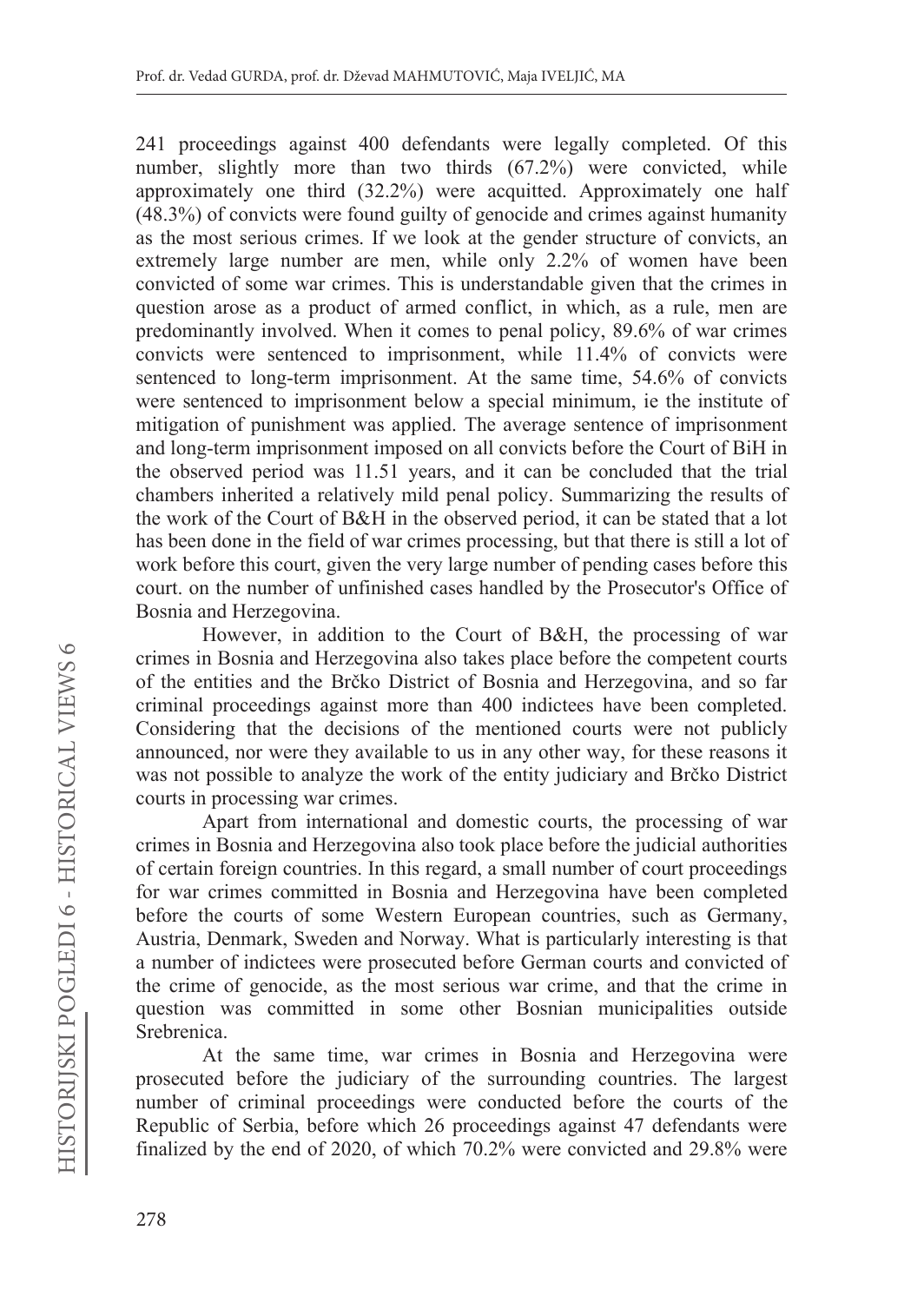241 proceedings against 400 defendants were legally completed. Of this number, slightly more than two thirds (67.2%) were convicted, while approximately one third (32.2%) were acquitted. Approximately one half (48.3%) of convicts were found guilty of genocide and crimes against humanity as the most serious crimes. If we look at the gender structure of convicts, an extremely large number are men, while only 2.2% of women have been convicted of some war crimes. This is understandable given that the crimes in question arose as a product of armed conflict, in which, as a rule, men are predominantly involved. When it comes to penal policy, 89.6% of war crimes convicts were sentenced to imprisonment, while 11.4% of convicts were sentenced to long-term imprisonment. At the same time, 54.6% of convicts were sentenced to imprisonment below a special minimum, ie the institute of mitigation of punishment was applied. The average sentence of imprisonment and long-term imprisonment imposed on all convicts before the Court of BiH in the observed period was 11.51 years, and it can be concluded that the trial chambers inherited a relatively mild penal policy. Summarizing the results of the work of the Court of B&H in the observed period, it can be stated that a lot has been done in the field of war crimes processing, but that there is still a lot of work before this court, given the very large number of pending cases before this court. on the number of unfinished cases handled by the Prosecutor's Office of Bosnia and Herzegovina.

However, in addition to the Court of B&H, the processing of war crimes in Bosnia and Herzegovina also takes place before the competent courts of the entities and the Brčko District of Bosnia and Herzegovina, and so far criminal proceedings against more than 400 indictees have been completed. Considering that the decisions of the mentioned courts were not publicly announced, nor were they available to us in any other way, for these reasons it was not possible to analyze the work of the entity judiciary and Brčko District courts in processing war crimes.

Apart from international and domestic courts, the processing of war crimes in Bosnia and Herzegovina also took place before the judicial authorities of certain foreign countries. In this regard, a small number of court proceedings for war crimes committed in Bosnia and Herzegovina have been completed before the courts of some Western European countries, such as Germany, Austria, Denmark, Sweden and Norway. What is particularly interesting is that a number of indictees were prosecuted before German courts and convicted of the crime of genocide, as the most serious war crime, and that the crime in question was committed in some other Bosnian municipalities outside Srebrenica.

At the same time, war crimes in Bosnia and Herzegovina were prosecuted before the judiciary of the surrounding countries. The largest number of criminal proceedings were conducted before the courts of the Republic of Serbia, before which 26 proceedings against 47 defendants were finalized by the end of 2020, of which 70.2% were convicted and 29.8% were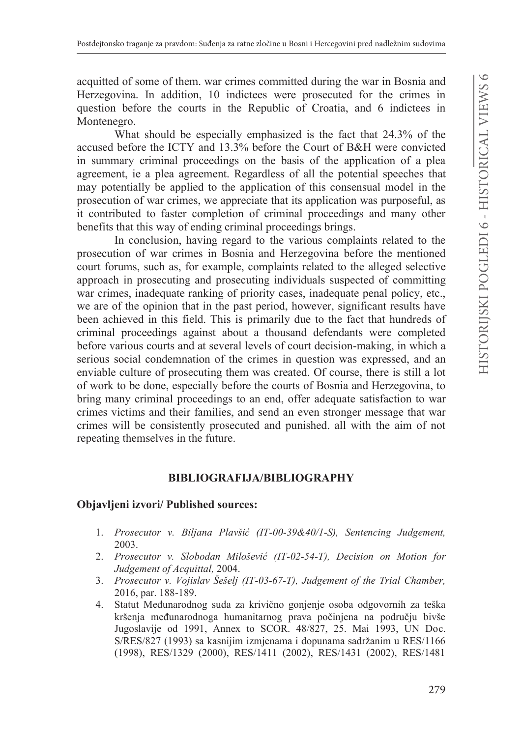acquitted of some of them. war crimes committed during the war in Bosnia and Herzegovina. In addition, 10 indictees were prosecuted for the crimes in question before the courts in the Republic of Croatia, and 6 indictees in Montenegro.

What should be especially emphasized is the fact that 24.3% of the accused before the ICTY and 13.3% before the Court of B&H were convicted in summary criminal proceedings on the basis of the application of a plea agreement, ie a plea agreement. Regardless of all the potential speeches that may potentially be applied to the application of this consensual model in the prosecution of war crimes, we appreciate that its application was purposeful, as it contributed to faster completion of criminal proceedings and many other benefits that this way of ending criminal proceedings brings.

In conclusion, having regard to the various complaints related to the prosecution of war crimes in Bosnia and Herzegovina before the mentioned court forums, such as, for example, complaints related to the alleged selective approach in prosecuting and prosecuting individuals suspected of committing war crimes, inadequate ranking of priority cases, inadequate penal policy, etc., we are of the opinion that in the past period, however, significant results have been achieved in this field. This is primarily due to the fact that hundreds of criminal proceedings against about a thousand defendants were completed before various courts and at several levels of court decision-making, in which a serious social condemnation of the crimes in question was expressed, and an enviable culture of prosecuting them was created. Of course, there is still a lot of work to be done, especially before the courts of Bosnia and Herzegovina, to bring many criminal proceedings to an end, offer adequate satisfaction to war crimes victims and their families, and send an even stronger message that war crimes will be consistently prosecuted and punished. all with the aim of not repeating themselves in the future.

## BIBLIOGRAFIJA/BIBLIOGRAPHY

### Objavljeni izvori/ Published sources:

1. *Prosecutor v. Biljana Plavšić (IT-00-39&40/1-S), Sentencing Judgement,* 2003.
2. *Prosecutor v. Slobodan Milošević (IT-02-54-T), Decision on Motion for Judgement of Acquittal,* 2004.
3. *Prosecutor v. Vojislav Šešelj (IT-03-67-T), Judgement of the Trial Chamber,* 2016, par. 188-189.
4. Statut Međunarodnog suda za krivično gonjenje osoba odgovornih za teška kršenja međunarodnoga humanitarnog prava počinjena na području bivše Jugoslavije od 1991, Annex to SCOR. 48/827, 25. Mai 1993, UN Doc. S/RES/827 (1993) sa kasnijim izmjenama i dopunama sadržanim u RES/1166 (1998), RES/1329 (2000), RES/1411 (2002), RES/1431 (2002), RES/1481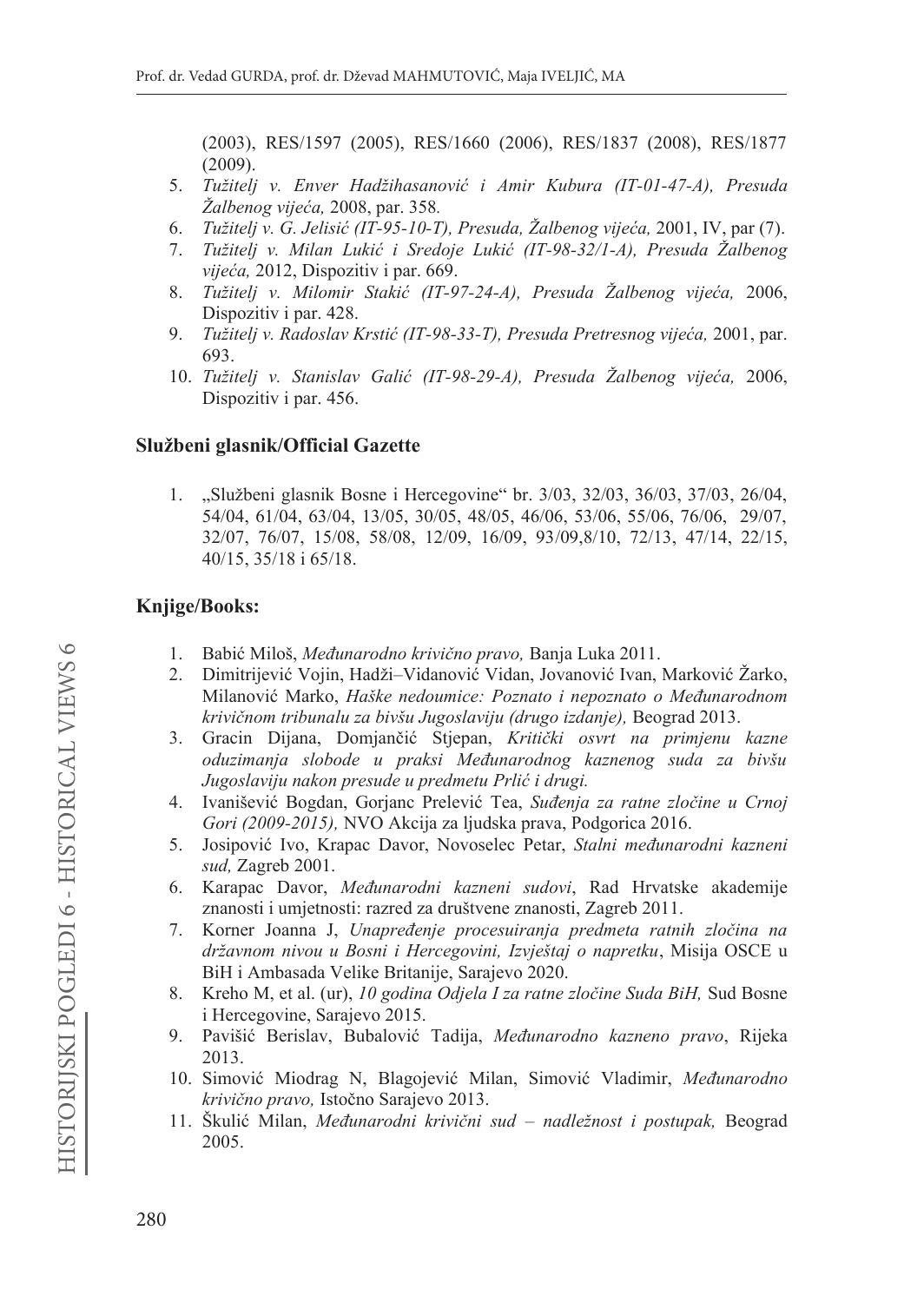(2003), RES/1597 (2005), RES/1660 (2006), RES/1837 (2008), RES/1877 (2009).

5. *Tužitelj v. Enver Hadžihasanović i Amir Kubura (IT-01-47-A), Presuda Žalbenog vijeća,* 2008, par. 358*.*
6. *Tužitelj v. G. Jelisić (IT-95-10-T), Presuda, Žalbenog vijeća,* 2001, IV, par (7).
7. *Tužitelj v. Milan Lukić i Sredoje Lukić (IT-98-32/1-A), Presuda Žalbenog vijeća,* 2012, Dispozitiv i par. 669.
8. *Tužitelj v. Milomir Stakić (IT-97-24-A), Presuda Žalbenog vijeća,* 2006, Dispozitiv i par. 428.
9. *Tužitelj v. Radoslav Krstić (IT-98-33-T), Presuda Pretresnog vijeća,* 2001, par. 693.
10. *Tužitelj v. Stanislav Galić (IT-98-29-A), Presuda Žalbenog vijeća,* 2006, Dispozitiv i par. 456.

### Službeni glasnik/Official Gazette

1. „Službeni glasnik Bosne i Hercegovine" br. 3/03, 32/03, 36/03, 37/03, 26/04, 54/04, 61/04, 63/04, 13/05, 30/05, 48/05, 46/06, 53/06, 55/06, 76/06, 29/07, 32/07, 76/07, 15/08, 58/08, 12/09, 16/09, 93/09,8/10, 72/13, 47/14, 22/15, 40/15, 35/18 i 65/18.

### Knjige/Books:

1. Babić Miloš, *Međunarodno krivično pravo,* Banja Luka 2011.
2. Dimitrijević Vojin, Hadži–Vidanović Vidan, Jovanović Ivan, Marković Žarko, Milanović Marko, *Haške nedoumice: Poznato i nepoznato o Međunarodnom krivičnom tribunalu za bivšu Jugoslaviju (drugo izdanje),* Beograd 2013.
3. Gracin Dijana, Domjančić Stjepan, *Kritički osvrt na primjenu kazne oduzimanja slobode u praksi Međunarodnog kaznenog suda za bivšu Jugoslaviju nakon presude u predmetu Prlić i drugi.*
4. Ivanišević Bogdan, Gorjanc Prelević Tea, *Suđenja za ratne zločine u Crnoj Gori (2009-2015),* NVO Akcija za ljudska prava, Podgorica 2016.
5. Josipović Ivo, Krapac Davor, Novoselec Petar, *Stalni međunarodni kazneni sud,* Zagreb 2001.
6. Karapac Davor, *Međunarodni kazneni sudovi*, Rad Hrvatske akademije znanosti i umjetnosti: razred za društvene znanosti, Zagreb 2011.
7. Korner Joanna J, *Unapređenje procesuiranja predmeta ratnih zločina na državnom nivou u Bosni i Hercegovini, Izvještaj o napretku*, Misija OSCE u BiH i Ambasada Velike Britanije, Sarajevo 2020.
8. Kreho M, et al. (ur), *10 godina Odjela I za ratne zločine Suda BiH,* Sud Bosne i Hercegovine, Sarajevo 2015.
9. Pavišić Berislav, Bubalović Tadija, *Međunarodno kazneno pravo*, Rijeka 2013.
10. Simović Miodrag N, Blagojević Milan, Simović Vladimir, *Međunarodno krivično pravo,* Istočno Sarajevo 2013.
11. Škulić Milan, *Međunarodni krivični sud – nadležnost i postupak,* Beograd 2005.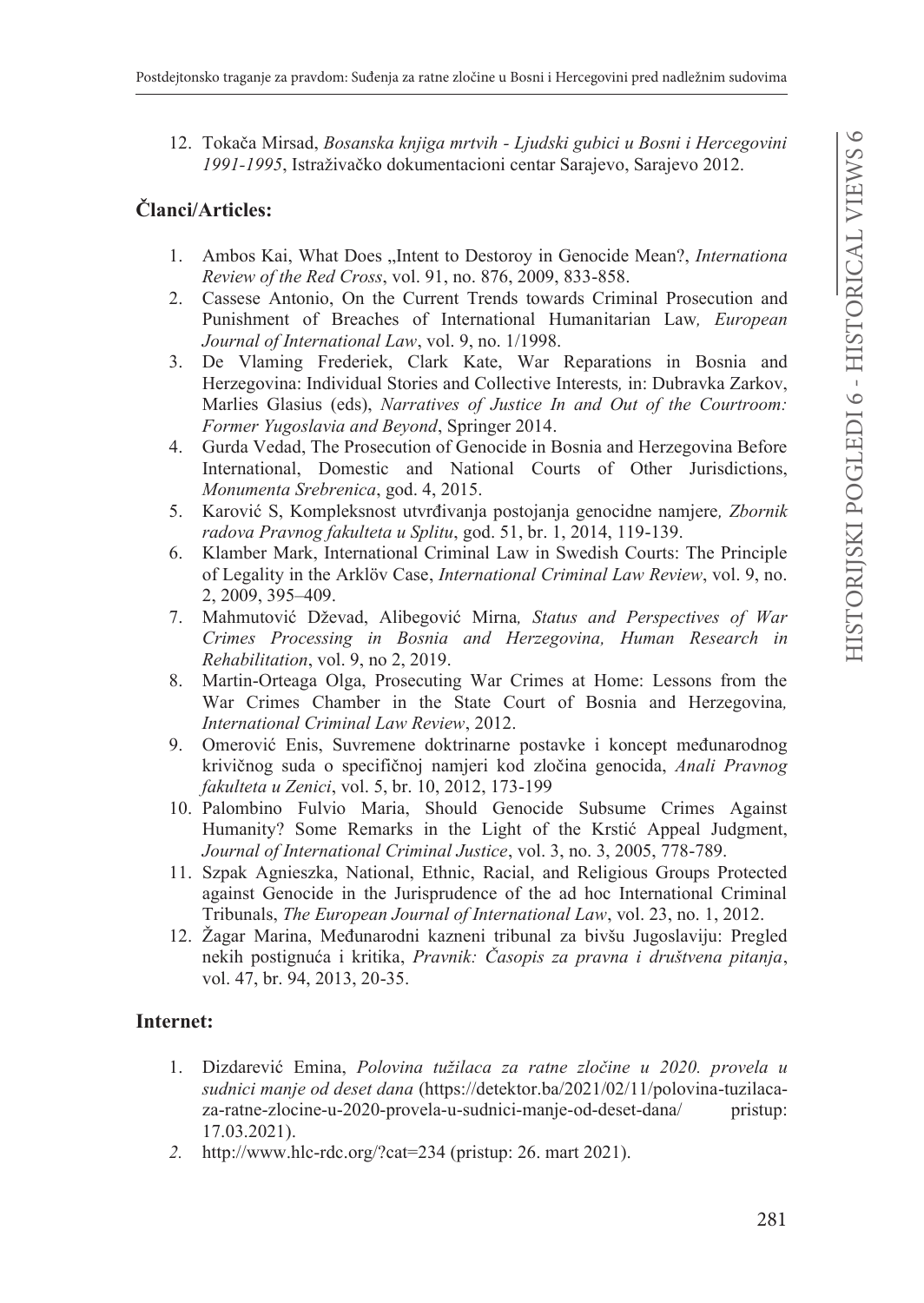12. Tokača Mirsad, *Bosanska knjiga mrtvih - Ljudski gubici u Bosni i Hercegovini 1991-1995*, Istraživačko dokumentacioni centar Sarajevo, Sarajevo 2012.

## Članci/Articles:

1. Ambos Kai, What Does „Intent to Destoroy in Genocide Mean?, *Internationa Review of the Red Cross*, vol. 91, no. 876, 2009, 833-858.
2. Cassese Antonio, On the Current Trends towards Criminal Prosecution and Punishment of Breaches of International Humanitarian Law*, European Journal of International Law*, vol. 9, no. 1/1998.
3. De Vlaming Frederiek, Clark Kate, War Reparations in Bosnia and Herzegovina: Individual Stories and Collective Interests*,* in: Dubravka Zarkov, Marlies Glasius (eds), *Narratives of Justice In and Out of the Courtroom: Former Yugoslavia and Beyond*, Springer 2014.
4. Gurda Vedad, The Prosecution of Genocide in Bosnia and Herzegovina Before International, Domestic and National Courts of Other Jurisdictions, *Monumenta Srebrenica*, god. 4, 2015.
5. Karović S, Kompleksnost utvrđivanja postojanja genocidne namjere*, Zbornik radova Pravnog fakulteta u Splitu*, god. 51, br. 1, 2014, 119-139.
6. Klamber Mark, International Criminal Law in Swedish Courts: The Principle of Legality in the Arklöv Case, *International Criminal Law Review*, vol. 9, no. 2, 2009, 395–409.
7. Mahmutović Dževad, Alibegović Mirna*, Status and Perspectives of War Crimes Processing in Bosnia and Herzegovina, Human Research in Rehabilitation*, vol. 9, no 2, 2019.
8. Martin-Orteaga Olga, Prosecuting War Crimes at Home: Lessons from the War Crimes Chamber in the State Court of Bosnia and Herzegovina*, International Criminal Law Review*, 2012.
9. Omerović Enis, Suvremene doktrinarne postavke i koncept međunarodnog krivičnog suda o specifičnoj namjeri kod zločina genocida, *Anali Pravnog fakulteta u Zenici*, vol. 5, br. 10, 2012, 173-199
10. Palombino Fulvio Maria, Should Genocide Subsume Crimes Against Humanity? Some Remarks in the Light of the Krstić Appeal Judgment, *Journal of International Criminal Justice*, vol. 3, no. 3, 2005, 778-789.
11. Szpak Agnieszka, National, Ethnic, Racial, and Religious Groups Protected against Genocide in the Jurisprudence of the ad hoc International Criminal Tribunals, *The European Journal of International Law*, vol. 23, no. 1, 2012.
12. Žagar Marina, Međunarodni kazneni tribunal za bivšu Jugoslaviju: Pregled nekih postignuća i kritika, *Pravnik: Časopis za pravna i društvena pitanja*, vol. 47, br. 94, 2013, 20-35.

## Internet:

1. Dizdarević Emina, *Polovina tužilaca za ratne zločine u 2020. provela u sudnici manje od deset dana* (https://detektor.ba/2021/02/11/polovina-tuzilaca-za-ratne-zlocine-u-2020-provela-u-sudnici-manje-od-deset-dana/ pristup: 17.03.2021).
2. http://www.hlc-rdc.org/?cat=234 (pristup: 26. mart 2021).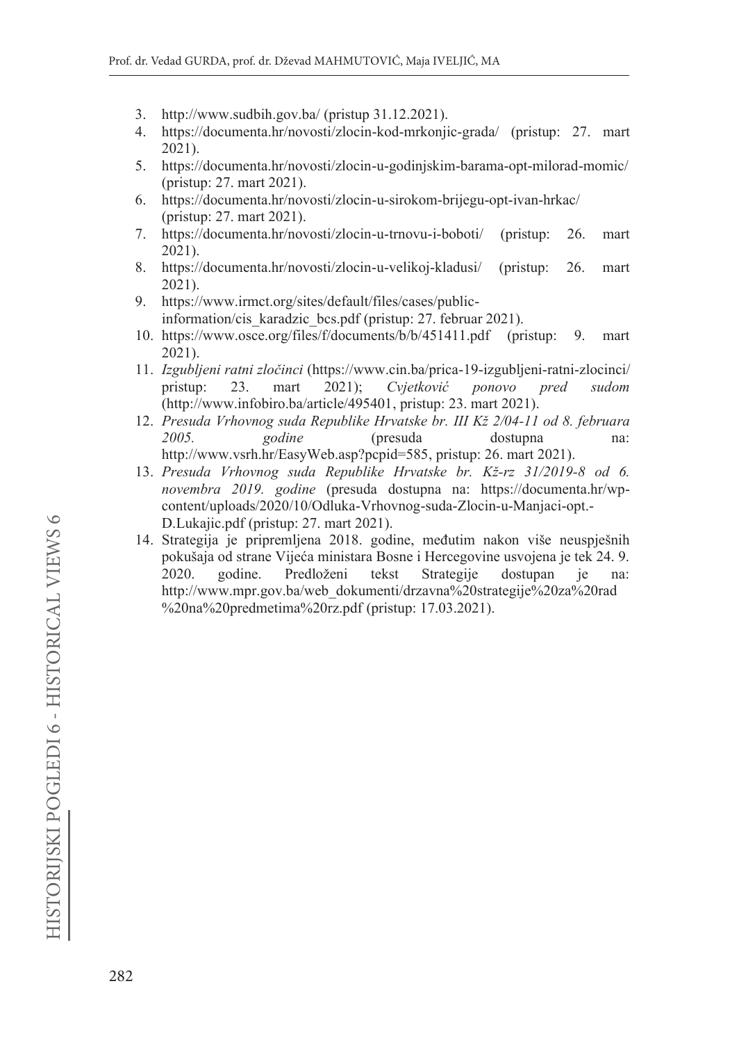3. http://www.sudbih.gov.ba/ (pristup 31.12.2021).
4. https://documenta.hr/novosti/zlocin-kod-mrkonjic-grada/ (pristup: 27. mart 2021).
5. https://documenta.hr/novosti/zlocin-u-godinjskim-barama-opt-milorad-momic/ (pristup: 27. mart 2021).
6. https://documenta.hr/novosti/zlocin-u-sirokom-brijegu-opt-ivan-hrkac/ (pristup: 27. mart 2021).
7. https://documenta.hr/novosti/zlocin-u-trnovu-i-boboti/ (pristup: 26. mart 2021).
8. https://documenta.hr/novosti/zlocin-u-velikoj-kladusi/ (pristup: 26. mart 2021).
9. https://www.irmct.org/sites/default/files/cases/public-information/cis_karadzic_bcs.pdf (pristup: 27. februar 2021).
10. https://www.osce.org/files/f/documents/b/b/451411.pdf (pristup: 9. mart 2021).
11. *Izgubljeni ratni zločinci* (https://www.cin.ba/prica-19-izgubljeni-ratni-zlocinci/ pristup: 23. mart 2021); *Cvjetković ponovo pred sudom* (http://www.infobiro.ba/article/495401, pristup: 23. mart 2021).
12. *Presuda Vrhovnog suda Republike Hrvatske br. III Kž 2/04-11 od 8. februara 2005. godine* (presuda dostupna na: http://www.vsrh.hr/EasyWeb.asp?pcpid=585, pristup: 26. mart 2021).
13. *Presuda Vrhovnog suda Republike Hrvatske br. Kž-rz 31/2019-8 od 6. novembra 2019. godine* (presuda dostupna na: https://documenta.hr/wp-content/uploads/2020/10/Odluka-Vrhovnog-suda-Zlocin-u-Manjaci-opt.-D.Lukajic.pdf (pristup: 27. mart 2021).
14. Strategija je pripremljena 2018. godine, međutim nakon više neuspješnih pokušaja od strane Vijeća ministara Bosne i Hercegovine usvojena je tek 24. 9. 2020. godine. Predloženi tekst Strategije dostupan je na: http://www.mpr.gov.ba/web_dokumenti/drzavna%20strategije%20za%20rad%20na%20predmetima%20rz.pdf (pristup: 17.03.2021).